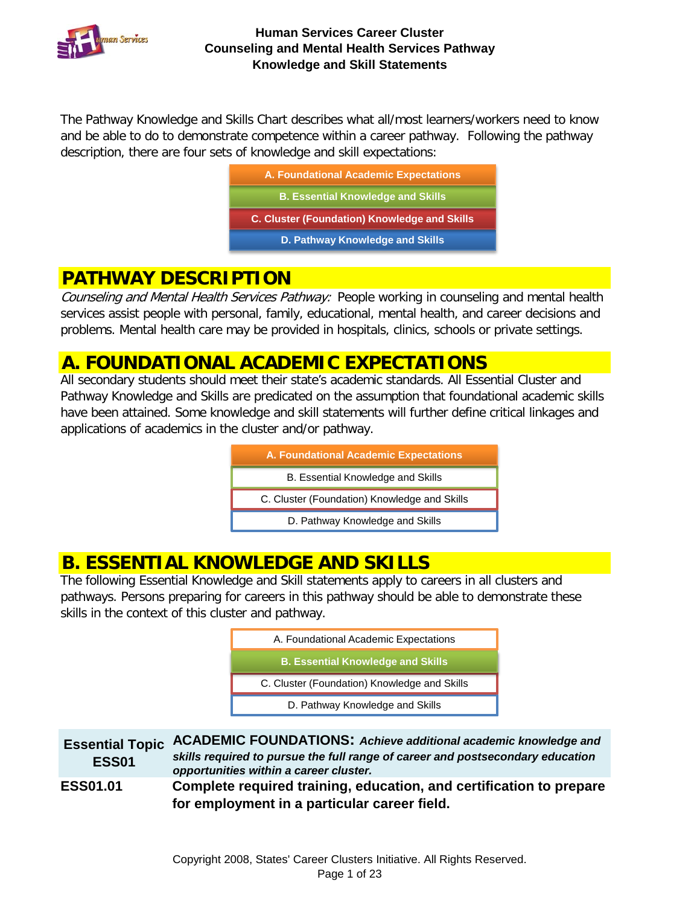# Human Services Career Cluster
## Counseling and Mental Health Services Pathway
## Knowledge and Skill Statements

The Pathway Knowledge and Skills Chart describes what all/most learners/workers need to know and be able to do to demonstrate competence within a career pathway. Following the pathway description, there are four sets of knowledge and skill expectations:

- **A. Foundational Academic Expectations**
- **B. Essential Knowledge and Skills**
- **C. Cluster (Foundation) Knowledge and Skills**
- **D. Pathway Knowledge and Skills**

## PATHWAY DESCRIPTION

*Counseling and Mental Health Services Pathway:* People working in counseling and mental health services assist people with personal, family, educational, mental health, and career decisions and problems. Mental health care may be provided in hospitals, clinics, schools or private settings.

## A. FOUNDATIONAL ACADEMIC EXPECTATIONS

All secondary students should meet their state's academic standards. All Essential Cluster and Pathway Knowledge and Skills are predicated on the assumption that foundational academic skills have been attained. Some knowledge and skill statements will further define critical linkages and applications of academics in the cluster and/or pathway.

- **A. Foundational Academic Expectations**
- B. Essential Knowledge and Skills
- C. Cluster (Foundation) Knowledge and Skills
- D. Pathway Knowledge and Skills

## B. ESSENTIAL KNOWLEDGE AND SKILLS

The following Essential Knowledge and Skill statements apply to careers in all clusters and pathways. Persons preparing for careers in this pathway should be able to demonstrate these skills in the context of this cluster and pathway.

- A. Foundational Academic Expectations
- **B. Essential Knowledge and Skills**
- C. Cluster (Foundation) Knowledge and Skills
- D. Pathway Knowledge and Skills

| Essential Topic ESS01 | **ACADEMIC FOUNDATIONS:** ***Achieve additional academic knowledge and skills required to pursue the full range of career and postsecondary education opportunities within a career cluster.*** |
|---|---|
| **ESS01.01** | **Complete required training, education, and certification to prepare for employment in a particular career field.** |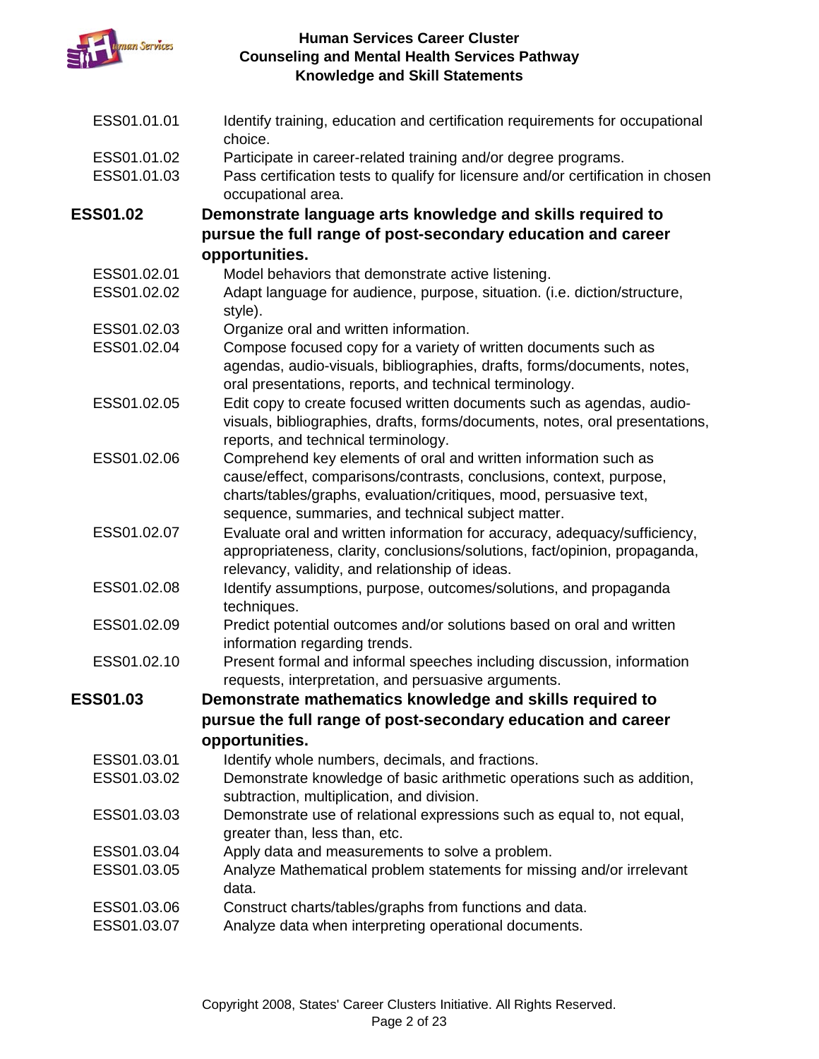ESS01.01.01 Identify training, education and certification requirements for occupational choice.

ESS01.01.02 Participate in career-related training and/or degree programs.

ESS01.01.03 Pass certification tests to qualify for licensure and/or certification in chosen occupational area.

**ESS01.02 Demonstrate language arts knowledge and skills required to pursue the full range of post-secondary education and career opportunities.**

ESS01.02.01 Model behaviors that demonstrate active listening.

ESS01.02.02 Adapt language for audience, purpose, situation. (i.e. diction/structure, style).

ESS01.02.03 Organize oral and written information.

ESS01.02.04 Compose focused copy for a variety of written documents such as agendas, audio-visuals, bibliographies, drafts, forms/documents, notes, oral presentations, reports, and technical terminology.

ESS01.02.05 Edit copy to create focused written documents such as agendas, audio-visuals, bibliographies, drafts, forms/documents, notes, oral presentations, reports, and technical terminology.

ESS01.02.06 Comprehend key elements of oral and written information such as cause/effect, comparisons/contrasts, conclusions, context, purpose, charts/tables/graphs, evaluation/critiques, mood, persuasive text, sequence, summaries, and technical subject matter.

ESS01.02.07 Evaluate oral and written information for accuracy, adequacy/sufficiency, appropriateness, clarity, conclusions/solutions, fact/opinion, propaganda, relevancy, validity, and relationship of ideas.

ESS01.02.08 Identify assumptions, purpose, outcomes/solutions, and propaganda techniques.

ESS01.02.09 Predict potential outcomes and/or solutions based on oral and written information regarding trends.

ESS01.02.10 Present formal and informal speeches including discussion, information requests, interpretation, and persuasive arguments.

**ESS01.03 Demonstrate mathematics knowledge and skills required to pursue the full range of post-secondary education and career opportunities.**

ESS01.03.01 Identify whole numbers, decimals, and fractions.

ESS01.03.02 Demonstrate knowledge of basic arithmetic operations such as addition, subtraction, multiplication, and division.

ESS01.03.03 Demonstrate use of relational expressions such as equal to, not equal, greater than, less than, etc.

ESS01.03.04 Apply data and measurements to solve a problem.

ESS01.03.05 Analyze Mathematical problem statements for missing and/or irrelevant data.

ESS01.03.06 Construct charts/tables/graphs from functions and data.

ESS01.03.07 Analyze data when interpreting operational documents.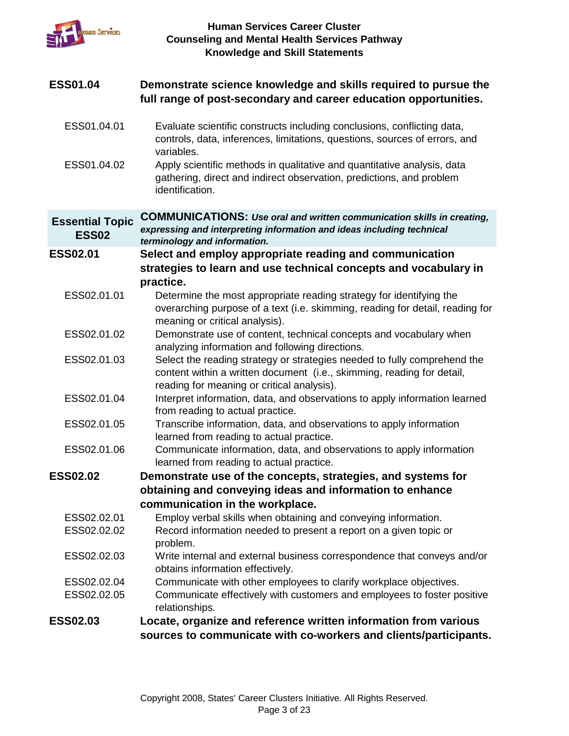**ESS01.04** **Demonstrate science knowledge and skills required to pursue the full range of post-secondary and career education opportunities.**

- ESS01.04.01 Evaluate scientific constructs including conclusions, conflicting data, controls, data, inferences, limitations, questions, sources of errors, and variables.
- ESS01.04.02 Apply scientific methods in qualitative and quantitative analysis, data gathering, direct and indirect observation, predictions, and problem identification.

## Essential Topic ESS02 — COMMUNICATIONS: *Use oral and written communication skills in creating, expressing and interpreting information and ideas including technical terminology and information.*

**ESS02.01** **Select and employ appropriate reading and communication strategies to learn and use technical concepts and vocabulary in practice.**

- ESS02.01.01 Determine the most appropriate reading strategy for identifying the overarching purpose of a text (i.e. skimming, reading for detail, reading for meaning or critical analysis).
- ESS02.01.02 Demonstrate use of content, technical concepts and vocabulary when analyzing information and following directions.
- ESS02.01.03 Select the reading strategy or strategies needed to fully comprehend the content within a written document (i.e., skimming, reading for detail, reading for meaning or critical analysis).
- ESS02.01.04 Interpret information, data, and observations to apply information learned from reading to actual practice.
- ESS02.01.05 Transcribe information, data, and observations to apply information learned from reading to actual practice.
- ESS02.01.06 Communicate information, data, and observations to apply information learned from reading to actual practice.

**ESS02.02** **Demonstrate use of the concepts, strategies, and systems for obtaining and conveying ideas and information to enhance communication in the workplace.**

- ESS02.02.01 Employ verbal skills when obtaining and conveying information.
- ESS02.02.02 Record information needed to present a report on a given topic or problem.
- ESS02.02.03 Write internal and external business correspondence that conveys and/or obtains information effectively.
- ESS02.02.04 Communicate with other employees to clarify workplace objectives.
- ESS02.02.05 Communicate effectively with customers and employees to foster positive relationships.

**ESS02.03** **Locate, organize and reference written information from various sources to communicate with co-workers and clients/participants.**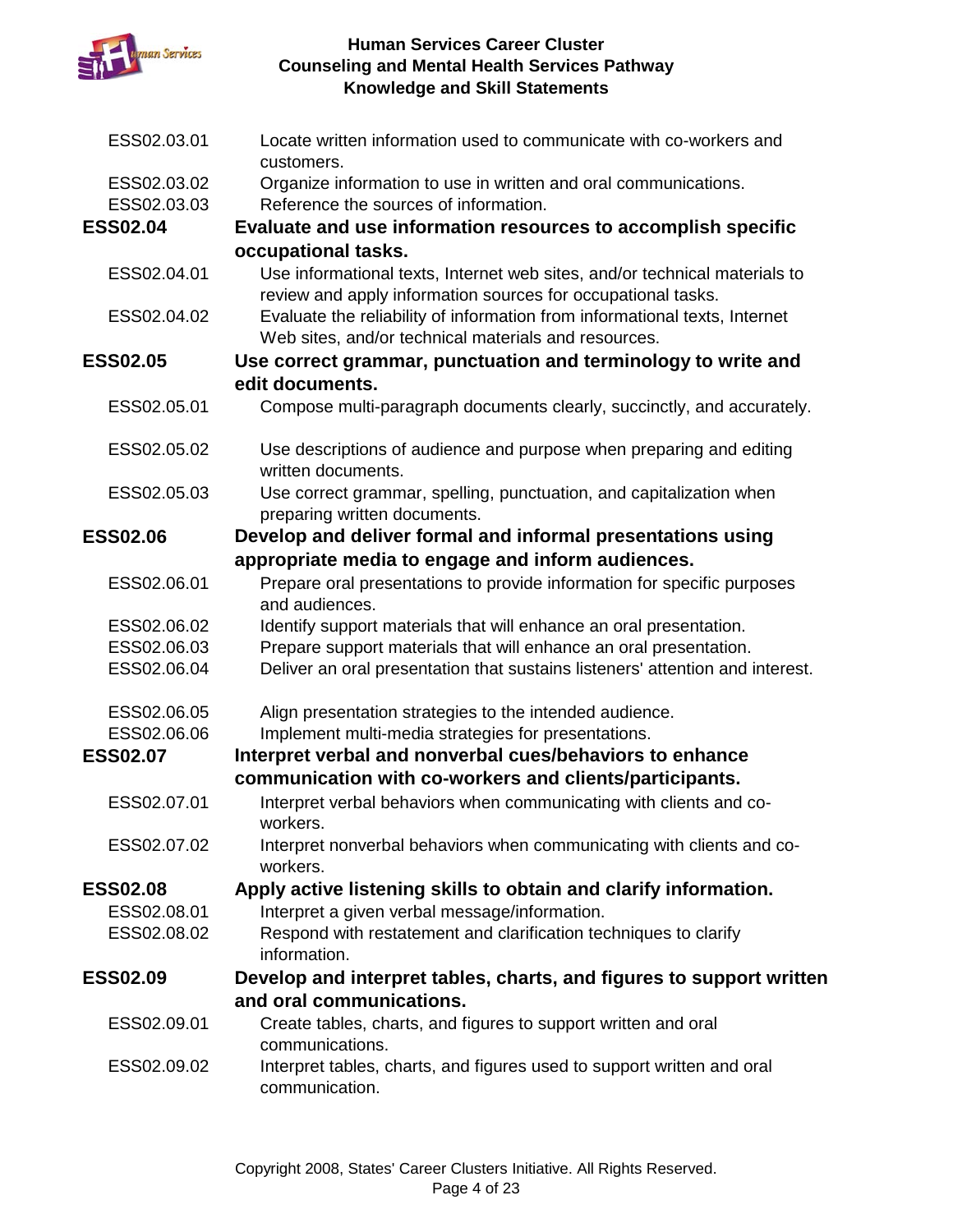| | |
|---|---|
| ESS02.03.01 | Locate written information used to communicate with co-workers and customers. |
| ESS02.03.02 | Organize information to use in written and oral communications. |
| ESS02.03.03 | Reference the sources of information. |
| **ESS02.04** | **Evaluate and use information resources to accomplish specific occupational tasks.** |
| ESS02.04.01 | Use informational texts, Internet web sites, and/or technical materials to review and apply information sources for occupational tasks. |
| ESS02.04.02 | Evaluate the reliability of information from informational texts, Internet Web sites, and/or technical materials and resources. |
| **ESS02.05** | **Use correct grammar, punctuation and terminology to write and edit documents.** |
| ESS02.05.01 | Compose multi-paragraph documents clearly, succinctly, and accurately. |
| ESS02.05.02 | Use descriptions of audience and purpose when preparing and editing written documents. |
| ESS02.05.03 | Use correct grammar, spelling, punctuation, and capitalization when preparing written documents. |
| **ESS02.06** | **Develop and deliver formal and informal presentations using appropriate media to engage and inform audiences.** |
| ESS02.06.01 | Prepare oral presentations to provide information for specific purposes and audiences. |
| ESS02.06.02 | Identify support materials that will enhance an oral presentation. |
| ESS02.06.03 | Prepare support materials that will enhance an oral presentation. |
| ESS02.06.04 | Deliver an oral presentation that sustains listeners' attention and interest. |
| ESS02.06.05 | Align presentation strategies to the intended audience. |
| ESS02.06.06 | Implement multi-media strategies for presentations. |
| **ESS02.07** | **Interpret verbal and nonverbal cues/behaviors to enhance communication with co-workers and clients/participants.** |
| ESS02.07.01 | Interpret verbal behaviors when communicating with clients and co-workers. |
| ESS02.07.02 | Interpret nonverbal behaviors when communicating with clients and co-workers. |
| **ESS02.08** | **Apply active listening skills to obtain and clarify information.** |
| ESS02.08.01 | Interpret a given verbal message/information. |
| ESS02.08.02 | Respond with restatement and clarification techniques to clarify information. |
| **ESS02.09** | **Develop and interpret tables, charts, and figures to support written and oral communications.** |
| ESS02.09.01 | Create tables, charts, and figures to support written and oral communications. |
| ESS02.09.02 | Interpret tables, charts, and figures used to support written and oral communication. |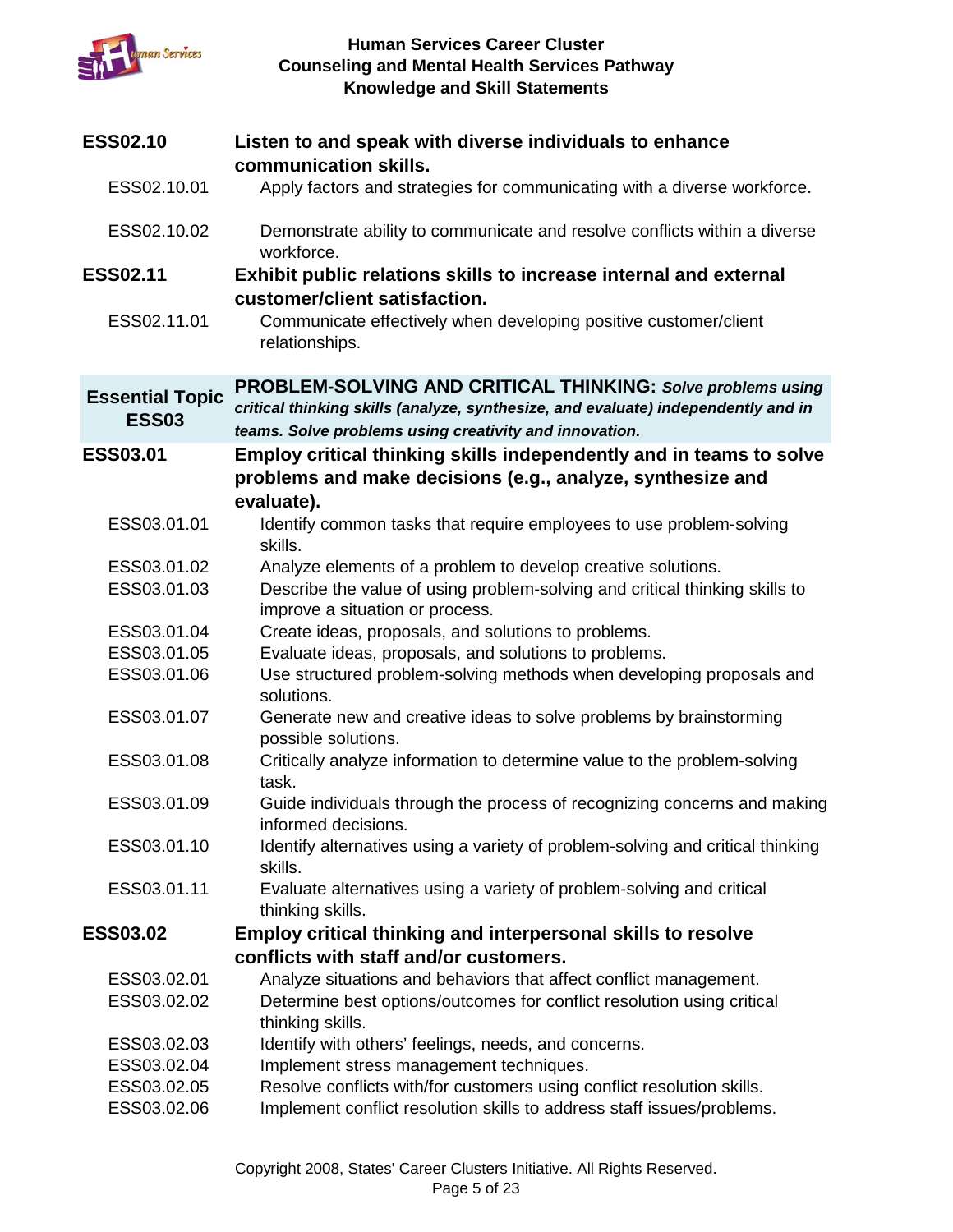**ESS02.10** **Listen to and speak with diverse individuals to enhance communication skills.**

ESS02.10.01 Apply factors and strategies for communicating with a diverse workforce.

ESS02.10.02 Demonstrate ability to communicate and resolve conflicts within a diverse workforce.

**ESS02.11** **Exhibit public relations skills to increase internal and external customer/client satisfaction.**

ESS02.11.01 Communicate effectively when developing positive customer/client relationships.

## Essential Topic ESS03

**PROBLEM-SOLVING AND CRITICAL THINKING:** ***Solve problems using critical thinking skills (analyze, synthesize, and evaluate) independently and in teams. Solve problems using creativity and innovation.***

**ESS03.01** **Employ critical thinking skills independently and in teams to solve problems and make decisions (e.g., analyze, synthesize and evaluate).**

ESS03.01.01 Identify common tasks that require employees to use problem-solving skills.

ESS03.01.02 Analyze elements of a problem to develop creative solutions.

ESS03.01.03 Describe the value of using problem-solving and critical thinking skills to improve a situation or process.

ESS03.01.04 Create ideas, proposals, and solutions to problems.

ESS03.01.05 Evaluate ideas, proposals, and solutions to problems.

ESS03.01.06 Use structured problem-solving methods when developing proposals and solutions.

ESS03.01.07 Generate new and creative ideas to solve problems by brainstorming possible solutions.

ESS03.01.08 Critically analyze information to determine value to the problem-solving task.

ESS03.01.09 Guide individuals through the process of recognizing concerns and making informed decisions.

ESS03.01.10 Identify alternatives using a variety of problem-solving and critical thinking skills.

ESS03.01.11 Evaluate alternatives using a variety of problem-solving and critical thinking skills.

**ESS03.02** **Employ critical thinking and interpersonal skills to resolve conflicts with staff and/or customers.**

ESS03.02.01 Analyze situations and behaviors that affect conflict management.

ESS03.02.02 Determine best options/outcomes for conflict resolution using critical thinking skills.

ESS03.02.03 Identify with others' feelings, needs, and concerns.

ESS03.02.04 Implement stress management techniques.

ESS03.02.05 Resolve conflicts with/for customers using conflict resolution skills.

ESS03.02.06 Implement conflict resolution skills to address staff issues/problems.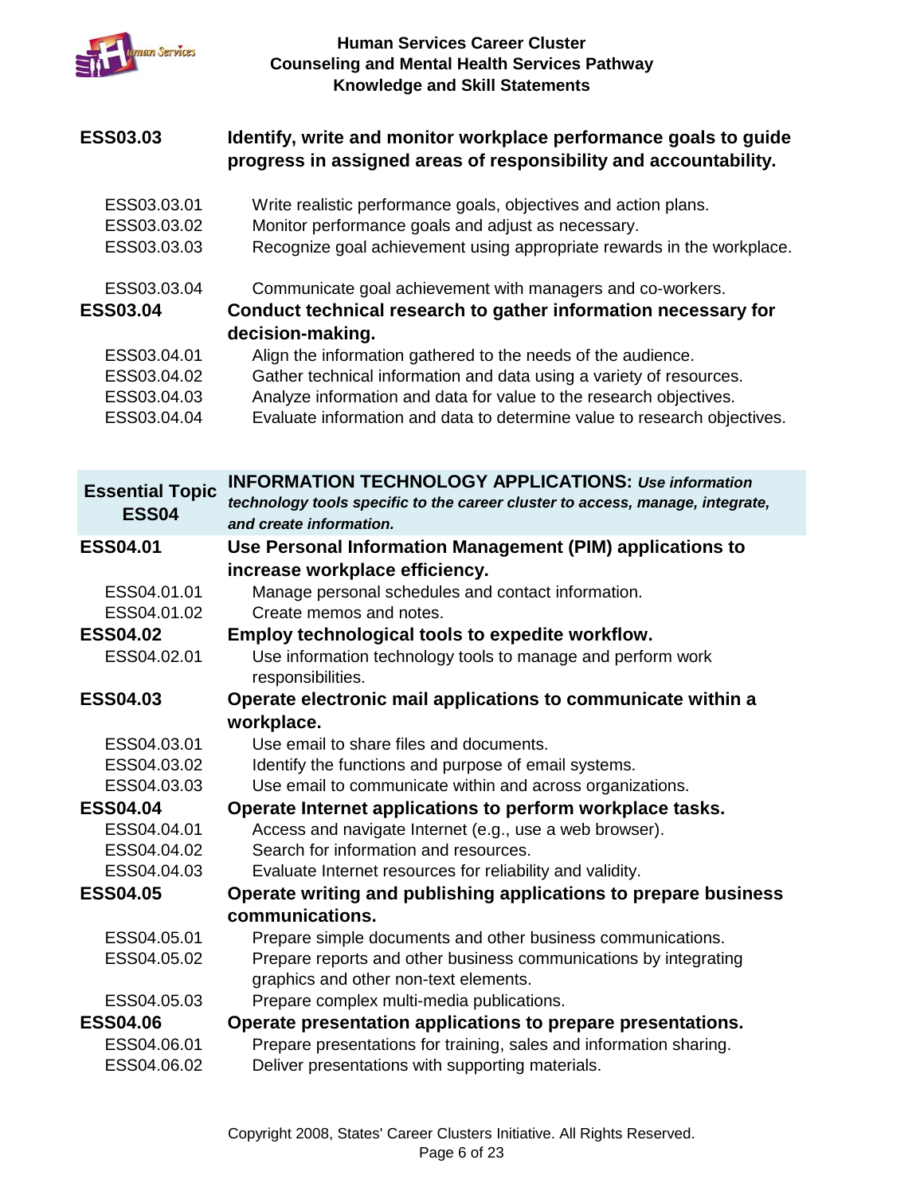**ESS03.03** **Identify, write and monitor workplace performance goals to guide progress in assigned areas of responsibility and accountability.**

| | |
|---|---|
| ESS03.03.01 | Write realistic performance goals, objectives and action plans. |
| ESS03.03.02 | Monitor performance goals and adjust as necessary. |
| ESS03.03.03 | Recognize goal achievement using appropriate rewards in the workplace. |
| ESS03.03.04 | Communicate goal achievement with managers and co-workers. |

**ESS03.04** **Conduct technical research to gather information necessary for decision-making.**

| | |
|---|---|
| ESS03.04.01 | Align the information gathered to the needs of the audience. |
| ESS03.04.02 | Gather technical information and data using a variety of resources. |
| ESS03.04.03 | Analyze information and data for value to the research objectives. |
| ESS03.04.04 | Evaluate information and data to determine value to research objectives. |

## Essential Topic ESS04 — INFORMATION TECHNOLOGY APPLICATIONS: *Use information technology tools specific to the career cluster to access, manage, integrate, and create information.*

**ESS04.01** **Use Personal Information Management (PIM) applications to increase workplace efficiency.**

| | |
|---|---|
| ESS04.01.01 | Manage personal schedules and contact information. |
| ESS04.01.02 | Create memos and notes. |

**ESS04.02** **Employ technological tools to expedite workflow.**

| | |
|---|---|
| ESS04.02.01 | Use information technology tools to manage and perform work responsibilities. |

**ESS04.03** **Operate electronic mail applications to communicate within a workplace.**

| | |
|---|---|
| ESS04.03.01 | Use email to share files and documents. |
| ESS04.03.02 | Identify the functions and purpose of email systems. |
| ESS04.03.03 | Use email to communicate within and across organizations. |

**ESS04.04** **Operate Internet applications to perform workplace tasks.**

| | |
|---|---|
| ESS04.04.01 | Access and navigate Internet (e.g., use a web browser). |
| ESS04.04.02 | Search for information and resources. |
| ESS04.04.03 | Evaluate Internet resources for reliability and validity. |

**ESS04.05** **Operate writing and publishing applications to prepare business communications.**

| | |
|---|---|
| ESS04.05.01 | Prepare simple documents and other business communications. |
| ESS04.05.02 | Prepare reports and other business communications by integrating graphics and other non-text elements. |
| ESS04.05.03 | Prepare complex multi-media publications. |

**ESS04.06** **Operate presentation applications to prepare presentations.**

| | |
|---|---|
| ESS04.06.01 | Prepare presentations for training, sales and information sharing. |
| ESS04.06.02 | Deliver presentations with supporting materials. |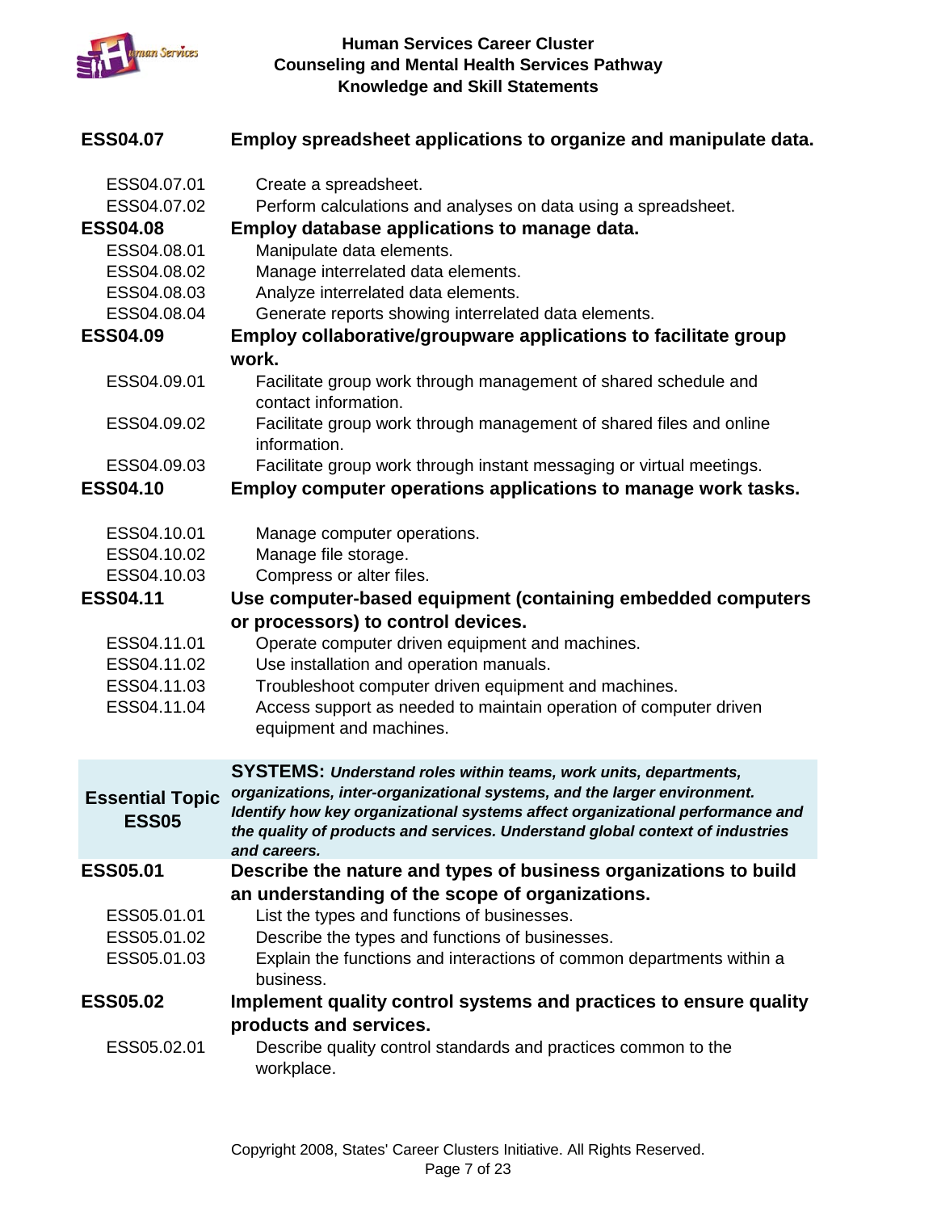**ESS04.07** **Employ spreadsheet applications to organize and manipulate data.**

- ESS04.07.01 Create a spreadsheet.
- ESS04.07.02 Perform calculations and analyses on data using a spreadsheet.

**ESS04.08** **Employ database applications to manage data.**

- ESS04.08.01 Manipulate data elements.
- ESS04.08.02 Manage interrelated data elements.
- ESS04.08.03 Analyze interrelated data elements.
- ESS04.08.04 Generate reports showing interrelated data elements.

**ESS04.09** **Employ collaborative/groupware applications to facilitate group work.**

- ESS04.09.01 Facilitate group work through management of shared schedule and contact information.
- ESS04.09.02 Facilitate group work through management of shared files and online information.
- ESS04.09.03 Facilitate group work through instant messaging or virtual meetings.

**ESS04.10** **Employ computer operations applications to manage work tasks.**

- ESS04.10.01 Manage computer operations.
- ESS04.10.02 Manage file storage.
- ESS04.10.03 Compress or alter files.

**ESS04.11** **Use computer-based equipment (containing embedded computers or processors) to control devices.**

- ESS04.11.01 Operate computer driven equipment and machines.
- ESS04.11.02 Use installation and operation manuals.
- ESS04.11.03 Troubleshoot computer driven equipment and machines.
- ESS04.11.04 Access support as needed to maintain operation of computer driven equipment and machines.

## Essential Topic ESS05

**SYSTEMS:** ***Understand roles within teams, work units, departments, organizations, inter-organizational systems, and the larger environment. Identify how key organizational systems affect organizational performance and the quality of products and services. Understand global context of industries and careers.***

**ESS05.01** **Describe the nature and types of business organizations to build an understanding of the scope of organizations.**

- ESS05.01.01 List the types and functions of businesses.
- ESS05.01.02 Describe the types and functions of businesses.
- ESS05.01.03 Explain the functions and interactions of common departments within a business.

**ESS05.02** **Implement quality control systems and practices to ensure quality products and services.**

- ESS05.02.01 Describe quality control standards and practices common to the workplace.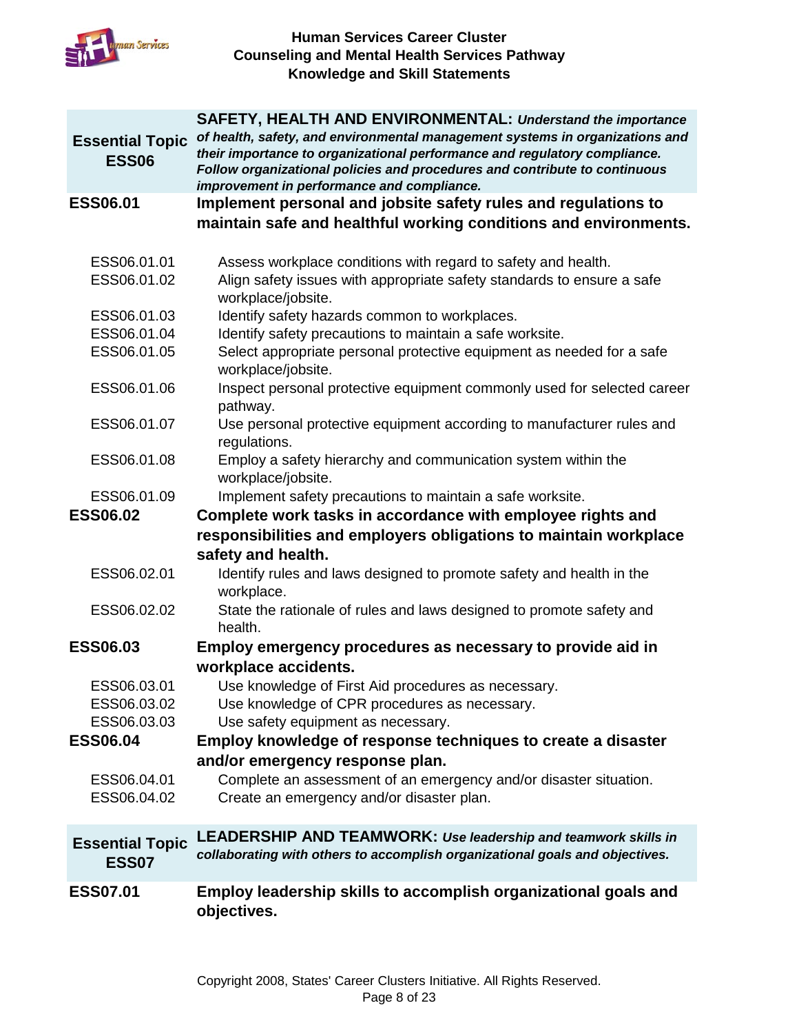| Essential Topic ESS06 | **SAFETY, HEALTH AND ENVIRONMENTAL:** ***Understand the importance of health, safety, and environmental management systems in organizations and their importance to organizational performance and regulatory compliance. Follow organizational policies and procedures and contribute to continuous improvement in performance and compliance.*** |
|---|---|
| **ESS06.01** | **Implement personal and jobsite safety rules and regulations to maintain safe and healthful working conditions and environments.** |
| ESS06.01.01 | Assess workplace conditions with regard to safety and health. |
| ESS06.01.02 | Align safety issues with appropriate safety standards to ensure a safe workplace/jobsite. |
| ESS06.01.03 | Identify safety hazards common to workplaces. |
| ESS06.01.04 | Identify safety precautions to maintain a safe worksite. |
| ESS06.01.05 | Select appropriate personal protective equipment as needed for a safe workplace/jobsite. |
| ESS06.01.06 | Inspect personal protective equipment commonly used for selected career pathway. |
| ESS06.01.07 | Use personal protective equipment according to manufacturer rules and regulations. |
| ESS06.01.08 | Employ a safety hierarchy and communication system within the workplace/jobsite. |
| ESS06.01.09 | Implement safety precautions to maintain a safe worksite. |
| **ESS06.02** | **Complete work tasks in accordance with employee rights and responsibilities and employers obligations to maintain workplace safety and health.** |
| ESS06.02.01 | Identify rules and laws designed to promote safety and health in the workplace. |
| ESS06.02.02 | State the rationale of rules and laws designed to promote safety and health. |
| **ESS06.03** | **Employ emergency procedures as necessary to provide aid in workplace accidents.** |
| ESS06.03.01 | Use knowledge of First Aid procedures as necessary. |
| ESS06.03.02 | Use knowledge of CPR procedures as necessary. |
| ESS06.03.03 | Use safety equipment as necessary. |
| **ESS06.04** | **Employ knowledge of response techniques to create a disaster and/or emergency response plan.** |
| ESS06.04.01 | Complete an assessment of an emergency and/or disaster situation. |
| ESS06.04.02 | Create an emergency and/or disaster plan. |

| Essential Topic ESS07 | **LEADERSHIP AND TEAMWORK:** ***Use leadership and teamwork skills in collaborating with others to accomplish organizational goals and objectives.*** |
|---|---|
| **ESS07.01** | **Employ leadership skills to accomplish organizational goals and objectives.** |

Copyright 2008, States' Career Clusters Initiative. All Rights Reserved.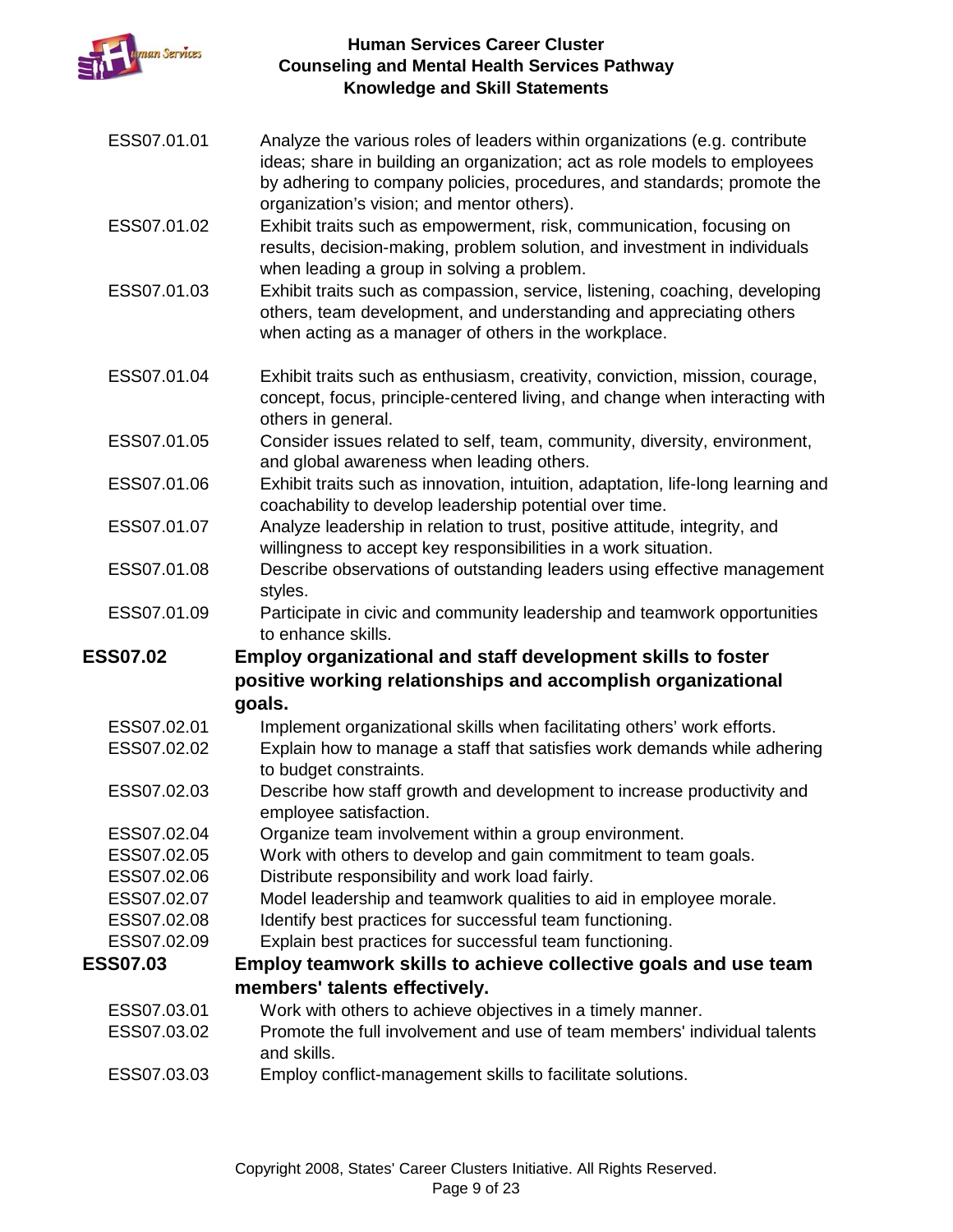| | |
|---|---|
| ESS07.01.01 | Analyze the various roles of leaders within organizations (e.g. contribute ideas; share in building an organization; act as role models to employees by adhering to company policies, procedures, and standards; promote the organization's vision; and mentor others). |
| ESS07.01.02 | Exhibit traits such as empowerment, risk, communication, focusing on results, decision-making, problem solution, and investment in individuals when leading a group in solving a problem. |
| ESS07.01.03 | Exhibit traits such as compassion, service, listening, coaching, developing others, team development, and understanding and appreciating others when acting as a manager of others in the workplace. |
| ESS07.01.04 | Exhibit traits such as enthusiasm, creativity, conviction, mission, courage, concept, focus, principle-centered living, and change when interacting with others in general. |
| ESS07.01.05 | Consider issues related to self, team, community, diversity, environment, and global awareness when leading others. |
| ESS07.01.06 | Exhibit traits such as innovation, intuition, adaptation, life-long learning and coachability to develop leadership potential over time. |
| ESS07.01.07 | Analyze leadership in relation to trust, positive attitude, integrity, and willingness to accept key responsibilities in a work situation. |
| ESS07.01.08 | Describe observations of outstanding leaders using effective management styles. |
| ESS07.01.09 | Participate in civic and community leadership and teamwork opportunities to enhance skills. |
| **ESS07.02** | **Employ organizational and staff development skills to foster positive working relationships and accomplish organizational goals.** |
| ESS07.02.01 | Implement organizational skills when facilitating others' work efforts. |
| ESS07.02.02 | Explain how to manage a staff that satisfies work demands while adhering to budget constraints. |
| ESS07.02.03 | Describe how staff growth and development to increase productivity and employee satisfaction. |
| ESS07.02.04 | Organize team involvement within a group environment. |
| ESS07.02.05 | Work with others to develop and gain commitment to team goals. |
| ESS07.02.06 | Distribute responsibility and work load fairly. |
| ESS07.02.07 | Model leadership and teamwork qualities to aid in employee morale. |
| ESS07.02.08 | Identify best practices for successful team functioning. |
| ESS07.02.09 | Explain best practices for successful team functioning. |
| **ESS07.03** | **Employ teamwork skills to achieve collective goals and use team members' talents effectively.** |
| ESS07.03.01 | Work with others to achieve objectives in a timely manner. |
| ESS07.03.02 | Promote the full involvement and use of team members' individual talents and skills. |
| ESS07.03.03 | Employ conflict-management skills to facilitate solutions. |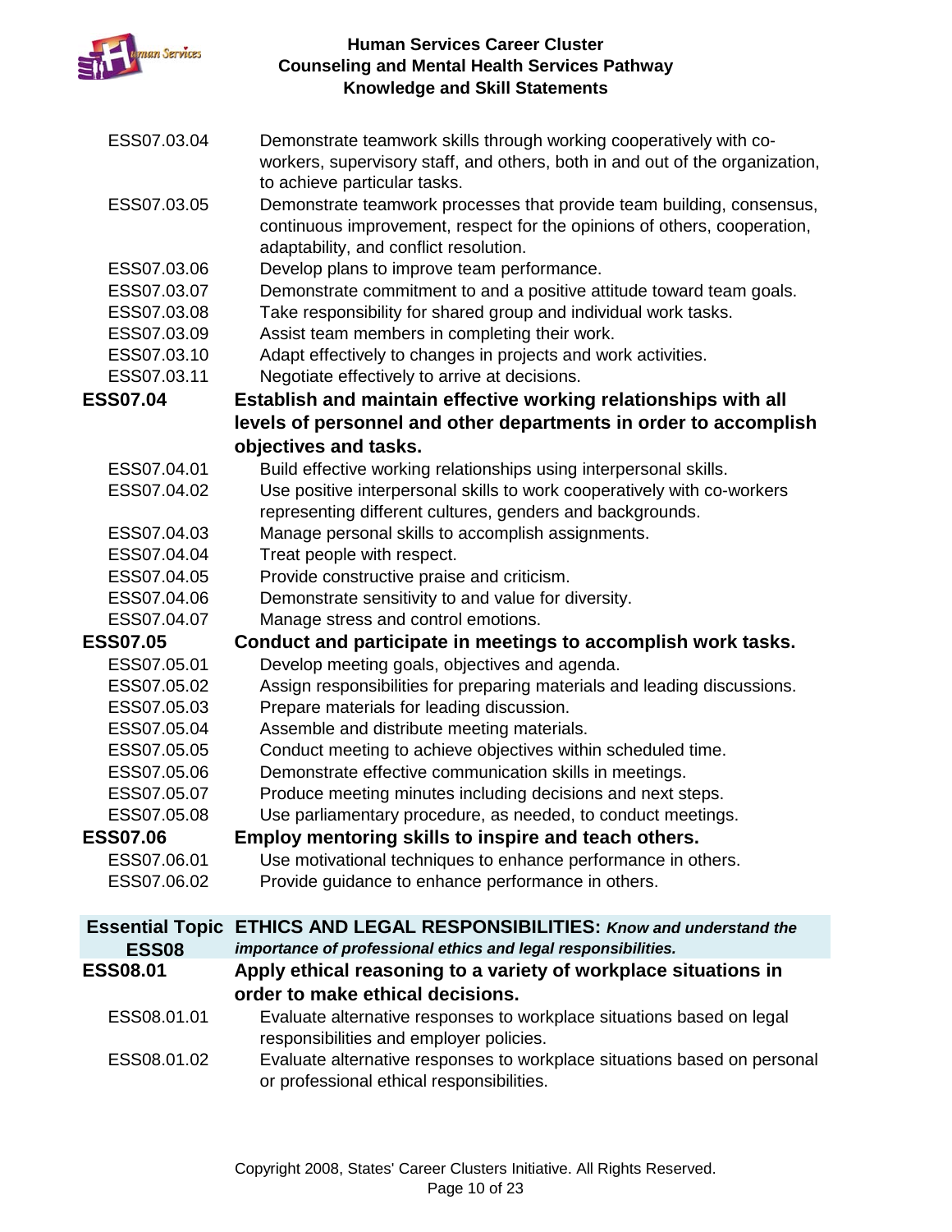| | |
|---|---|
| ESS07.03.04 | Demonstrate teamwork skills through working cooperatively with co-workers, supervisory staff, and others, both in and out of the organization, to achieve particular tasks. |
| ESS07.03.05 | Demonstrate teamwork processes that provide team building, consensus, continuous improvement, respect for the opinions of others, cooperation, adaptability, and conflict resolution. |
| ESS07.03.06 | Develop plans to improve team performance. |
| ESS07.03.07 | Demonstrate commitment to and a positive attitude toward team goals. |
| ESS07.03.08 | Take responsibility for shared group and individual work tasks. |
| ESS07.03.09 | Assist team members in completing their work. |
| ESS07.03.10 | Adapt effectively to changes in projects and work activities. |
| ESS07.03.11 | Negotiate effectively to arrive at decisions. |
| **ESS07.04** | **Establish and maintain effective working relationships with all levels of personnel and other departments in order to accomplish objectives and tasks.** |
| ESS07.04.01 | Build effective working relationships using interpersonal skills. |
| ESS07.04.02 | Use positive interpersonal skills to work cooperatively with co-workers representing different cultures, genders and backgrounds. |
| ESS07.04.03 | Manage personal skills to accomplish assignments. |
| ESS07.04.04 | Treat people with respect. |
| ESS07.04.05 | Provide constructive praise and criticism. |
| ESS07.04.06 | Demonstrate sensitivity to and value for diversity. |
| ESS07.04.07 | Manage stress and control emotions. |
| **ESS07.05** | **Conduct and participate in meetings to accomplish work tasks.** |
| ESS07.05.01 | Develop meeting goals, objectives and agenda. |
| ESS07.05.02 | Assign responsibilities for preparing materials and leading discussions. |
| ESS07.05.03 | Prepare materials for leading discussion. |
| ESS07.05.04 | Assemble and distribute meeting materials. |
| ESS07.05.05 | Conduct meeting to achieve objectives within scheduled time. |
| ESS07.05.06 | Demonstrate effective communication skills in meetings. |
| ESS07.05.07 | Produce meeting minutes including decisions and next steps. |
| ESS07.05.08 | Use parliamentary procedure, as needed, to conduct meetings. |
| **ESS07.06** | **Employ mentoring skills to inspire and teach others.** |
| ESS07.06.01 | Use motivational techniques to enhance performance in others. |
| ESS07.06.02 | Provide guidance to enhance performance in others. |

| | |
|---|---|
| **Essential Topic ESS08** | **ETHICS AND LEGAL RESPONSIBILITIES:** ***Know and understand the importance of professional ethics and legal responsibilities.*** |
| **ESS08.01** | **Apply ethical reasoning to a variety of workplace situations in order to make ethical decisions.** |
| ESS08.01.01 | Evaluate alternative responses to workplace situations based on legal responsibilities and employer policies. |
| ESS08.01.02 | Evaluate alternative responses to workplace situations based on personal or professional ethical responsibilities. |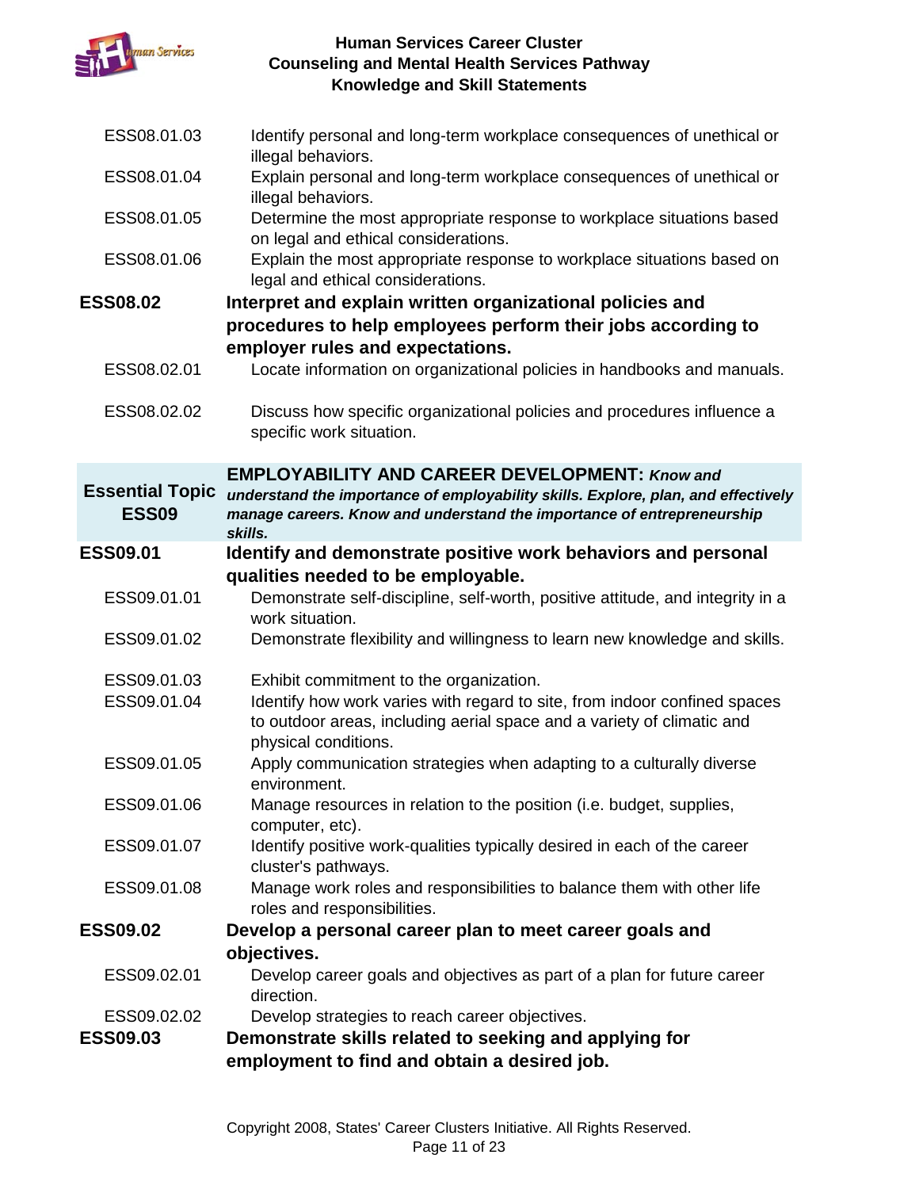| | |
|---|---|
| ESS08.01.03 | Identify personal and long-term workplace consequences of unethical or illegal behaviors. |
| ESS08.01.04 | Explain personal and long-term workplace consequences of unethical or illegal behaviors. |
| ESS08.01.05 | Determine the most appropriate response to workplace situations based on legal and ethical considerations. |
| ESS08.01.06 | Explain the most appropriate response to workplace situations based on legal and ethical considerations. |
| **ESS08.02** | **Interpret and explain written organizational policies and procedures to help employees perform their jobs according to employer rules and expectations.** |
| ESS08.02.01 | Locate information on organizational policies in handbooks and manuals. |
| ESS08.02.02 | Discuss how specific organizational policies and procedures influence a specific work situation. |
| **Essential Topic ESS09** | **EMPLOYABILITY AND CAREER DEVELOPMENT:** ***Know and understand the importance of employability skills. Explore, plan, and effectively manage careers. Know and understand the importance of entrepreneurship skills.*** |
| **ESS09.01** | **Identify and demonstrate positive work behaviors and personal qualities needed to be employable.** |
| ESS09.01.01 | Demonstrate self-discipline, self-worth, positive attitude, and integrity in a work situation. |
| ESS09.01.02 | Demonstrate flexibility and willingness to learn new knowledge and skills. |
| ESS09.01.03 | Exhibit commitment to the organization. |
| ESS09.01.04 | Identify how work varies with regard to site, from indoor confined spaces to outdoor areas, including aerial space and a variety of climatic and physical conditions. |
| ESS09.01.05 | Apply communication strategies when adapting to a culturally diverse environment. |
| ESS09.01.06 | Manage resources in relation to the position (i.e. budget, supplies, computer, etc). |
| ESS09.01.07 | Identify positive work-qualities typically desired in each of the career cluster's pathways. |
| ESS09.01.08 | Manage work roles and responsibilities to balance them with other life roles and responsibilities. |
| **ESS09.02** | **Develop a personal career plan to meet career goals and objectives.** |
| ESS09.02.01 | Develop career goals and objectives as part of a plan for future career direction. |
| ESS09.02.02 | Develop strategies to reach career objectives. |
| **ESS09.03** | **Demonstrate skills related to seeking and applying for employment to find and obtain a desired job.** |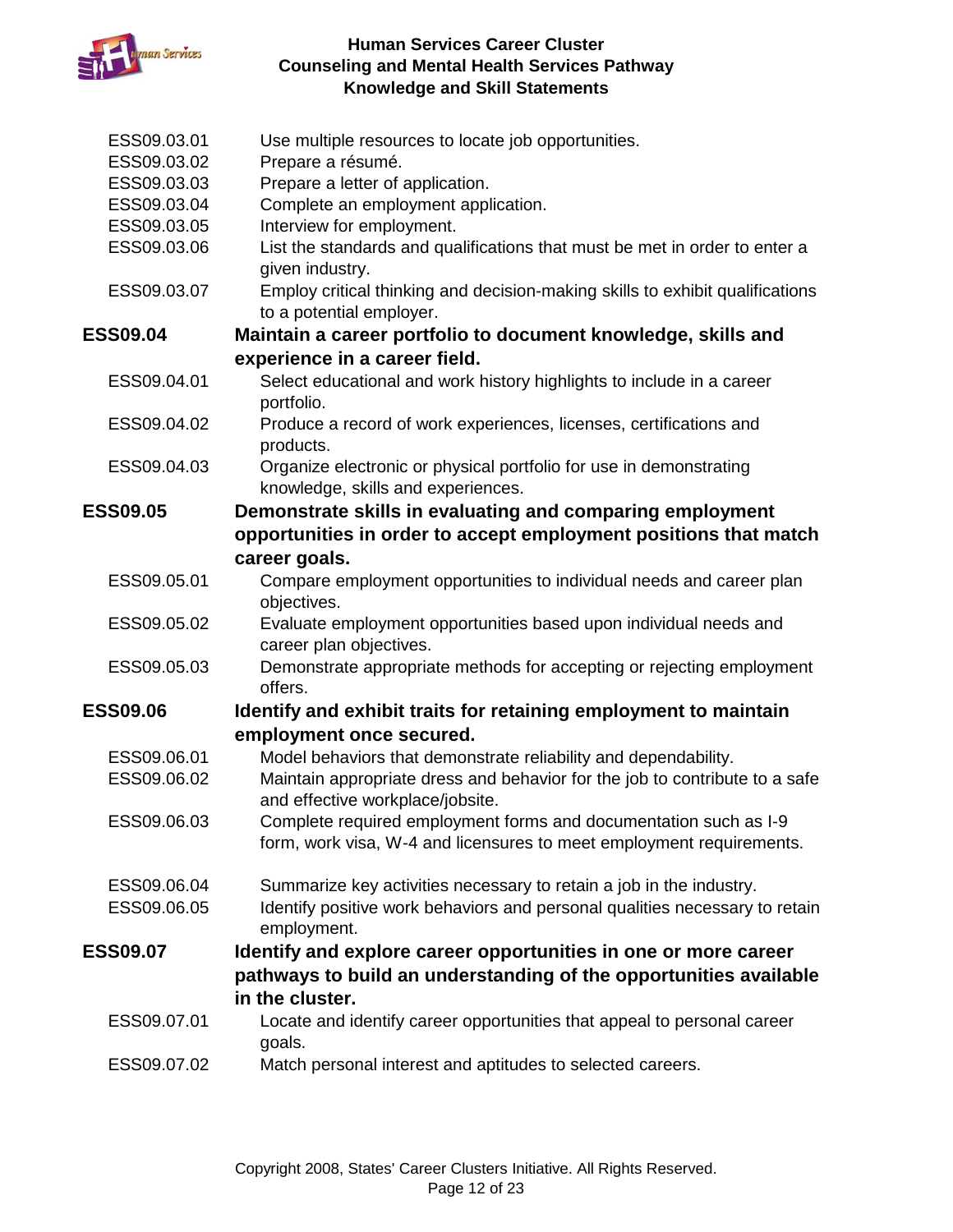ESS09.03.01 Use multiple resources to locate job opportunities.
ESS09.03.02 Prepare a résumé.
ESS09.03.03 Prepare a letter of application.
ESS09.03.04 Complete an employment application.
ESS09.03.05 Interview for employment.
ESS09.03.06 List the standards and qualifications that must be met in order to enter a given industry.
ESS09.03.07 Employ critical thinking and decision-making skills to exhibit qualifications to a potential employer.

**ESS09.04 Maintain a career portfolio to document knowledge, skills and experience in a career field.**

ESS09.04.01 Select educational and work history highlights to include in a career portfolio.
ESS09.04.02 Produce a record of work experiences, licenses, certifications and products.
ESS09.04.03 Organize electronic or physical portfolio for use in demonstrating knowledge, skills and experiences.

**ESS09.05 Demonstrate skills in evaluating and comparing employment opportunities in order to accept employment positions that match career goals.**

ESS09.05.01 Compare employment opportunities to individual needs and career plan objectives.
ESS09.05.02 Evaluate employment opportunities based upon individual needs and career plan objectives.
ESS09.05.03 Demonstrate appropriate methods for accepting or rejecting employment offers.

**ESS09.06 Identify and exhibit traits for retaining employment to maintain employment once secured.**

ESS09.06.01 Model behaviors that demonstrate reliability and dependability.
ESS09.06.02 Maintain appropriate dress and behavior for the job to contribute to a safe and effective workplace/jobsite.
ESS09.06.03 Complete required employment forms and documentation such as I-9 form, work visa, W-4 and licensures to meet employment requirements.
ESS09.06.04 Summarize key activities necessary to retain a job in the industry.
ESS09.06.05 Identify positive work behaviors and personal qualities necessary to retain employment.

**ESS09.07 Identify and explore career opportunities in one or more career pathways to build an understanding of the opportunities available in the cluster.**

ESS09.07.01 Locate and identify career opportunities that appeal to personal career goals.
ESS09.07.02 Match personal interest and aptitudes to selected careers.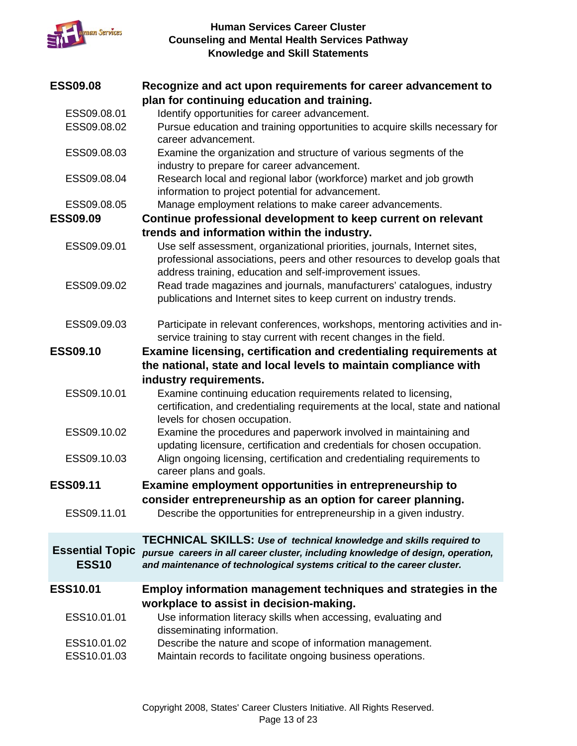**ESS09.08** **Recognize and act upon requirements for career advancement to plan for continuing education and training.**

ESS09.08.01 Identify opportunities for career advancement.

ESS09.08.02 Pursue education and training opportunities to acquire skills necessary for career advancement.

ESS09.08.03 Examine the organization and structure of various segments of the industry to prepare for career advancement.

ESS09.08.04 Research local and regional labor (workforce) market and job growth information to project potential for advancement.

ESS09.08.05 Manage employment relations to make career advancements.

**ESS09.09** **Continue professional development to keep current on relevant trends and information within the industry.**

ESS09.09.01 Use self assessment, organizational priorities, journals, Internet sites, professional associations, peers and other resources to develop goals that address training, education and self-improvement issues.

ESS09.09.02 Read trade magazines and journals, manufacturers' catalogues, industry publications and Internet sites to keep current on industry trends.

ESS09.09.03 Participate in relevant conferences, workshops, mentoring activities and in-service training to stay current with recent changes in the field.

**ESS09.10** **Examine licensing, certification and credentialing requirements at the national, state and local levels to maintain compliance with industry requirements.**

ESS09.10.01 Examine continuing education requirements related to licensing, certification, and credentialing requirements at the local, state and national levels for chosen occupation.

ESS09.10.02 Examine the procedures and paperwork involved in maintaining and updating licensure, certification and credentials for chosen occupation.

ESS09.10.03 Align ongoing licensing, certification and credentialing requirements to career plans and goals.

**ESS09.11** **Examine employment opportunities in entrepreneurship to consider entrepreneurship as an option for career planning.**

ESS09.11.01 Describe the opportunities for entrepreneurship in a given industry.

| Essential Topic ESS10 | **TECHNICAL SKILLS:** ***Use of technical knowledge and skills required to pursue careers in all career cluster, including knowledge of design, operation, and maintenance of technological systems critical to the career cluster.*** |
|---|---|

**ESS10.01** **Employ information management techniques and strategies in the workplace to assist in decision-making.**

ESS10.01.01 Use information literacy skills when accessing, evaluating and disseminating information.

ESS10.01.02 Describe the nature and scope of information management.

ESS10.01.03 Maintain records to facilitate ongoing business operations.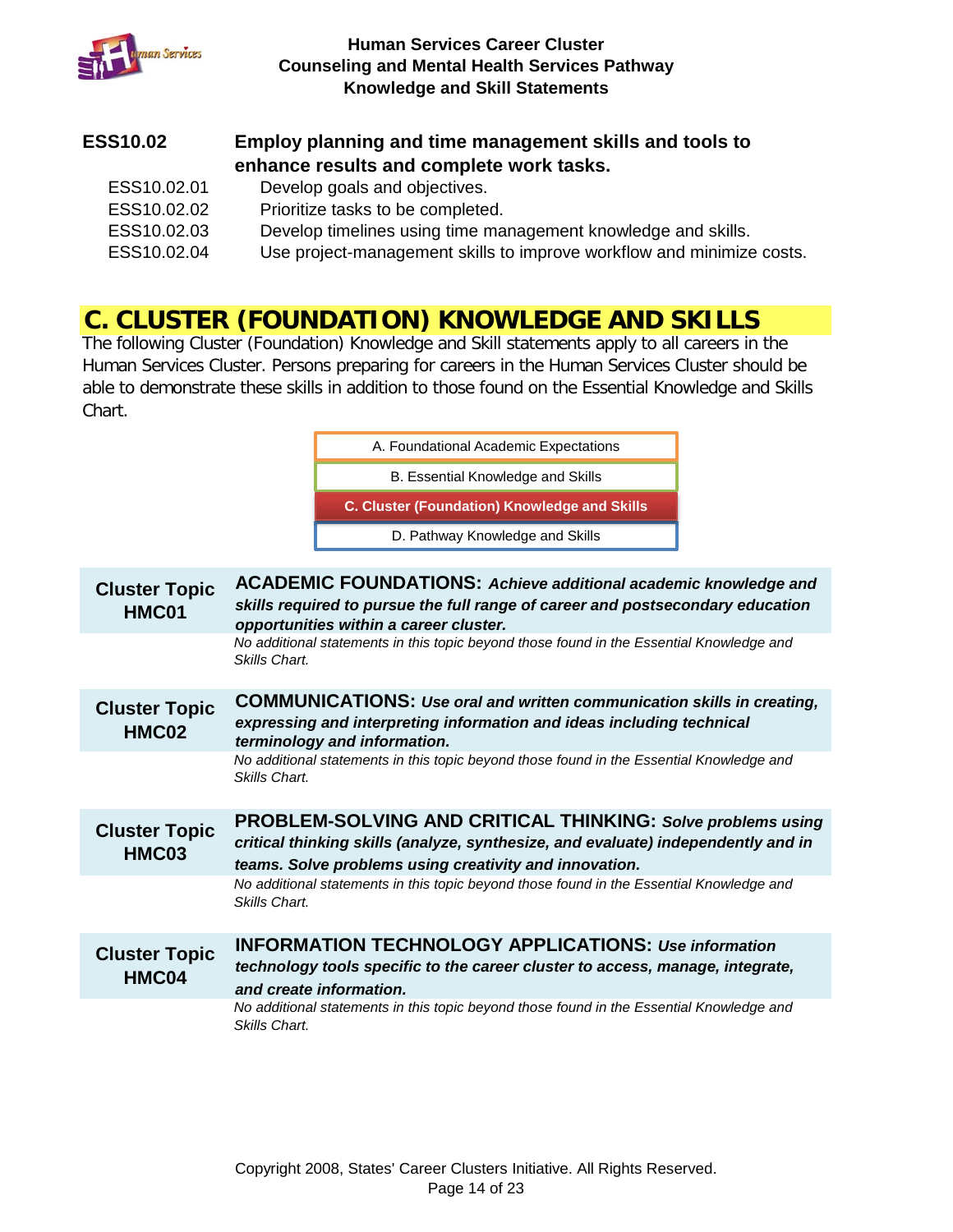**ESS10.02 Employ planning and time management skills and tools to enhance results and complete work tasks.**

- ESS10.02.01 Develop goals and objectives.
- ESS10.02.02 Prioritize tasks to be completed.
- ESS10.02.03 Develop timelines using time management knowledge and skills.
- ESS10.02.04 Use project-management skills to improve workflow and minimize costs.

# C. CLUSTER (FOUNDATION) KNOWLEDGE AND SKILLS

The following Cluster (Foundation) Knowledge and Skill statements apply to all careers in the Human Services Cluster. Persons preparing for careers in the Human Services Cluster should be able to demonstrate these skills in addition to those found on the Essential Knowledge and Skills Chart.

- A. Foundational Academic Expectations
- B. Essential Knowledge and Skills
- **C. Cluster (Foundation) Knowledge and Skills**
- D. Pathway Knowledge and Skills

**Cluster Topic HMC01** — **ACADEMIC FOUNDATIONS:** ***Achieve additional academic knowledge and skills required to pursue the full range of career and postsecondary education opportunities within a career cluster.***

*No additional statements in this topic beyond those found in the Essential Knowledge and Skills Chart.*

**Cluster Topic HMC02** — **COMMUNICATIONS:** ***Use oral and written communication skills in creating, expressing and interpreting information and ideas including technical terminology and information.***

*No additional statements in this topic beyond those found in the Essential Knowledge and Skills Chart.*

**Cluster Topic HMC03** — **PROBLEM-SOLVING AND CRITICAL THINKING:** ***Solve problems using critical thinking skills (analyze, synthesize, and evaluate) independently and in teams. Solve problems using creativity and innovation.***

*No additional statements in this topic beyond those found in the Essential Knowledge and Skills Chart.*

**Cluster Topic HMC04** — **INFORMATION TECHNOLOGY APPLICATIONS:** ***Use information technology tools specific to the career cluster to access, manage, integrate, and create information.***

*No additional statements in this topic beyond those found in the Essential Knowledge and Skills Chart.*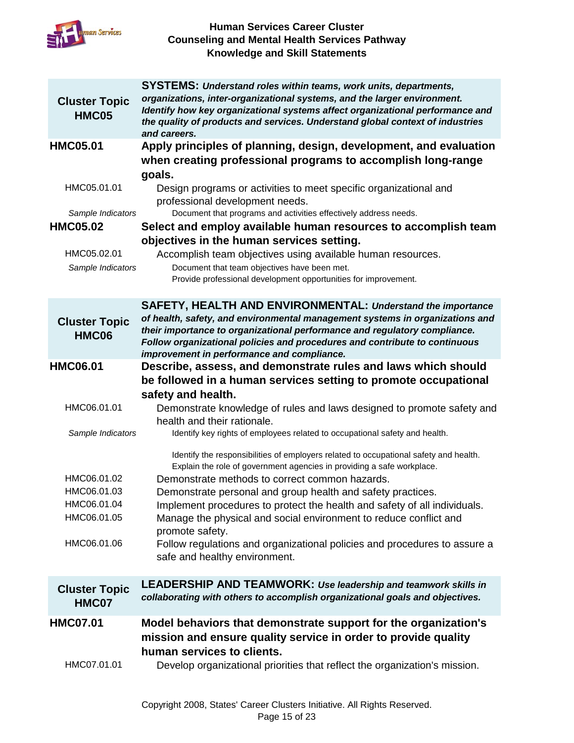## Cluster Topic HMC05

**SYSTEMS:** ***Understand roles within teams, work units, departments, organizations, inter-organizational systems, and the larger environment. Identify how key organizational systems affect organizational performance and the quality of products and services. Understand global context of industries and careers.***

**HMC05.01** **Apply principles of planning, design, development, and evaluation when creating professional programs to accomplish long-range goals.**

HMC05.01.01 Design programs or activities to meet specific organizational and professional development needs.

*Sample Indicators*
- Document that programs and activities effectively address needs.

**HMC05.02** **Select and employ available human resources to accomplish team objectives in the human services setting.**

HMC05.02.01 Accomplish team objectives using available human resources.

*Sample Indicators*
- Document that team objectives have been met.
- Provide professional development opportunities for improvement.

## Cluster Topic HMC06

**SAFETY, HEALTH AND ENVIRONMENTAL:** ***Understand the importance of health, safety, and environmental management systems in organizations and their importance to organizational performance and regulatory compliance. Follow organizational policies and procedures and contribute to continuous improvement in performance and compliance.***

**HMC06.01** **Describe, assess, and demonstrate rules and laws which should be followed in a human services setting to promote occupational safety and health.**

HMC06.01.01 Demonstrate knowledge of rules and laws designed to promote safety and health and their rationale.

*Sample Indicators*
- Identify key rights of employees related to occupational safety and health.
- Identify the responsibilities of employers related to occupational safety and health.
- Explain the role of government agencies in providing a safe workplace.

HMC06.01.02 Demonstrate methods to correct common hazards.

HMC06.01.03 Demonstrate personal and group health and safety practices.

HMC06.01.04 Implement procedures to protect the health and safety of all individuals.

HMC06.01.05 Manage the physical and social environment to reduce conflict and promote safety.

HMC06.01.06 Follow regulations and organizational policies and procedures to assure a safe and healthy environment.

## Cluster Topic HMC07

**LEADERSHIP AND TEAMWORK:** ***Use leadership and teamwork skills in collaborating with others to accomplish organizational goals and objectives.***

**HMC07.01** **Model behaviors that demonstrate support for the organization's mission and ensure quality service in order to provide quality human services to clients.**

HMC07.01.01 Develop organizational priorities that reflect the organization's mission.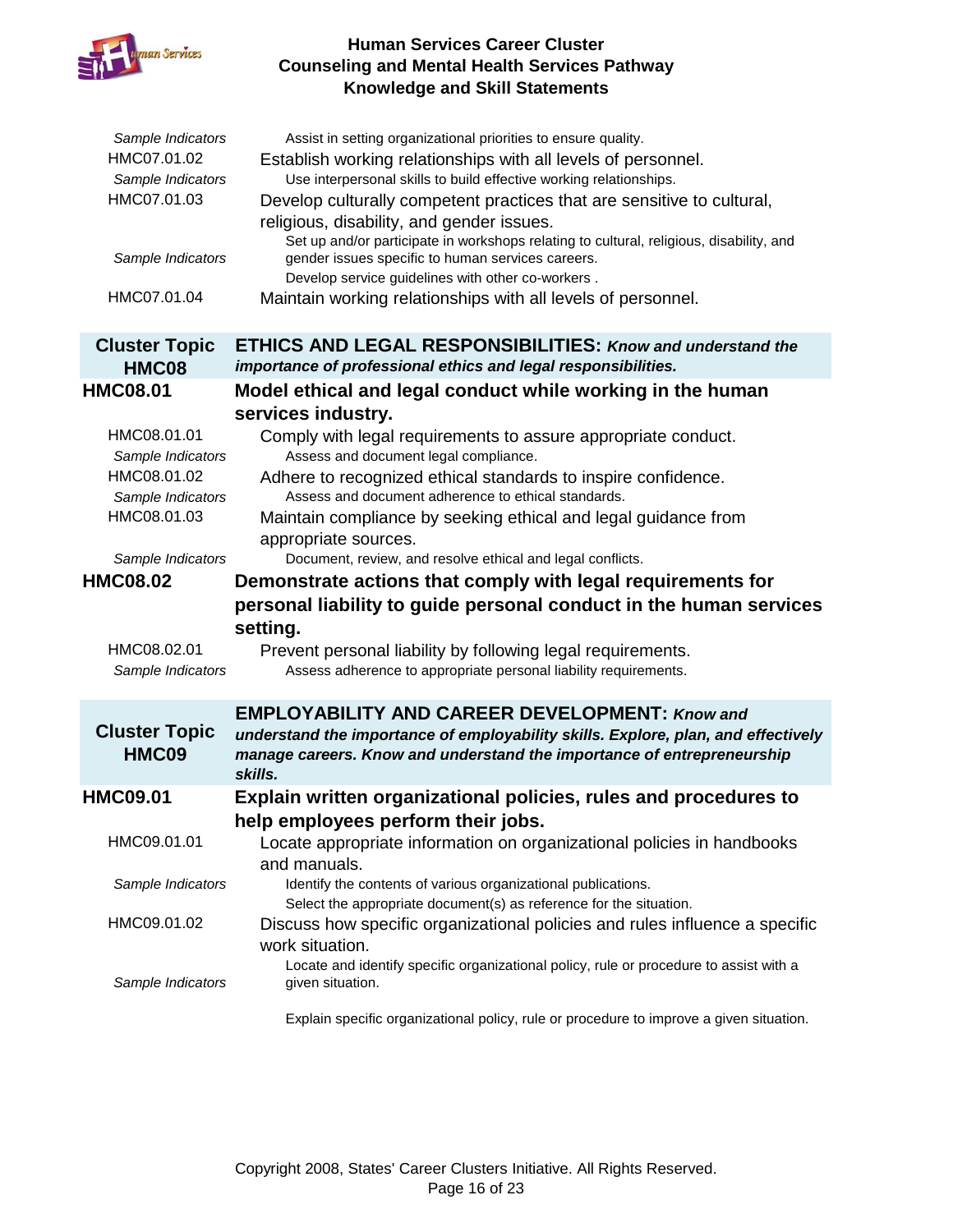*Sample Indicators* — Assist in setting organizational priorities to ensure quality.

HMC07.01.02 — Establish working relationships with all levels of personnel.

*Sample Indicators* — Use interpersonal skills to build effective working relationships.

HMC07.01.03 — Develop culturally competent practices that are sensitive to cultural, religious, disability, and gender issues.

*Sample Indicators*
- Set up and/or participate in workshops relating to cultural, religious, disability, and gender issues specific to human services careers.
- Develop service guidelines with other co-workers .

HMC07.01.04 — Maintain working relationships with all levels of personnel.

## Cluster Topic HMC08 — ETHICS AND LEGAL RESPONSIBILITIES: *Know and understand the importance of professional ethics and legal responsibilities.*

### HMC08.01 Model ethical and legal conduct while working in the human services industry.

HMC08.01.01 — Comply with legal requirements to assure appropriate conduct.

*Sample Indicators* — Assess and document legal compliance.

HMC08.01.02 — Adhere to recognized ethical standards to inspire confidence.

*Sample Indicators* — Assess and document adherence to ethical standards.

HMC08.01.03 — Maintain compliance by seeking ethical and legal guidance from appropriate sources.

*Sample Indicators* — Document, review, and resolve ethical and legal conflicts.

### HMC08.02 Demonstrate actions that comply with legal requirements for personal liability to guide personal conduct in the human services setting.

HMC08.02.01 — Prevent personal liability by following legal requirements.

*Sample Indicators* — Assess adherence to appropriate personal liability requirements.

## Cluster Topic HMC09 — EMPLOYABILITY AND CAREER DEVELOPMENT: *Know and understand the importance of employability skills. Explore, plan, and effectively manage careers. Know and understand the importance of entrepreneurship skills.*

### HMC09.01 Explain written organizational policies, rules and procedures to help employees perform their jobs.

HMC09.01.01 — Locate appropriate information on organizational policies in handbooks and manuals.

*Sample Indicators*
- Identify the contents of various organizational publications.
- Select the appropriate document(s) as reference for the situation.

HMC09.01.02 — Discuss how specific organizational policies and rules influence a specific work situation.

*Sample Indicators*
- Locate and identify specific organizational policy, rule or procedure to assist with a given situation.
- Explain specific organizational policy, rule or procedure to improve a given situation.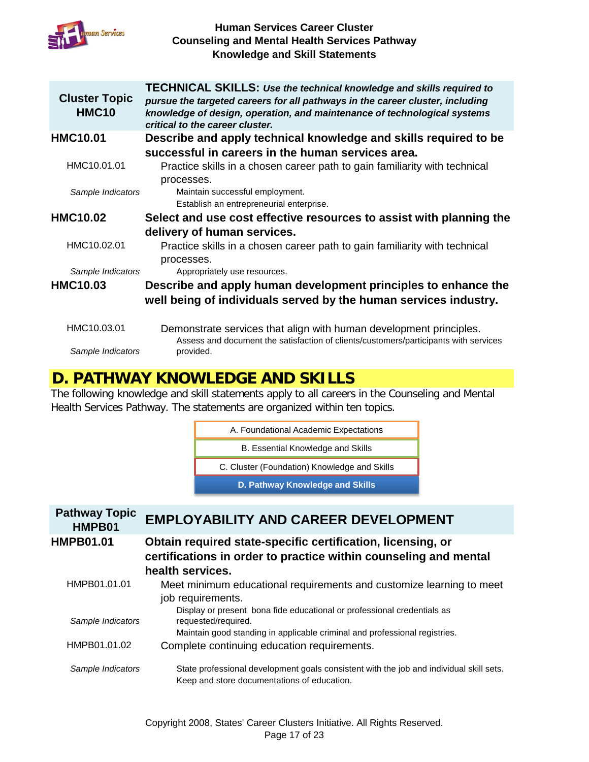| Cluster Topic HMC10 | **TECHNICAL SKILLS:** ***Use the technical knowledge and skills required to pursue the targeted careers for all pathways in the career cluster, including knowledge of design, operation, and maintenance of technological systems critical to the career cluster.*** |
|---|---|
| **HMC10.01** | **Describe and apply technical knowledge and skills required to be successful in careers in the human services area.** |
| HMC10.01.01 | Practice skills in a chosen career path to gain familiarity with technical processes. |
| *Sample Indicators* | Maintain successful employment.<br>Establish an entrepreneurial enterprise. |
| **HMC10.02** | **Select and use cost effective resources to assist with planning the delivery of human services.** |
| HMC10.02.01 | Practice skills in a chosen career path to gain familiarity with technical processes. |
| *Sample Indicators* | Appropriately use resources. |
| **HMC10.03** | **Describe and apply human development principles to enhance the well being of individuals served by the human services industry.** |
| HMC10.03.01 | Demonstrate services that align with human development principles. |
| *Sample Indicators* | Assess and document the satisfaction of clients/customers/participants with services provided. |

## D. PATHWAY KNOWLEDGE AND SKILLS

The following knowledge and skill statements apply to all careers in the Counseling and Mental Health Services Pathway. The statements are organized within ten topics.

- A. Foundational Academic Expectations
- B. Essential Knowledge and Skills
- C. Cluster (Foundation) Knowledge and Skills
- **D. Pathway Knowledge and Skills**

| Pathway Topic HMPB01 | **EMPLOYABILITY AND CAREER DEVELOPMENT** |
|---|---|
| **HMPB01.01** | **Obtain required state-specific certification, licensing, or certifications in order to practice within counseling and mental health services.** |
| HMPB01.01.01 | Meet minimum educational requirements and customize learning to meet job requirements. |
| *Sample Indicators* | Display or present bona fide educational or professional credentials as requested/required.<br>Maintain good standing in applicable criminal and professional registries. |
| HMPB01.01.02 | Complete continuing education requirements. |
| *Sample Indicators* | State professional development goals consistent with the job and individual skill sets.<br>Keep and store documentations of education. |

Copyright 2008, States' Career Clusters Initiative. All Rights Reserved.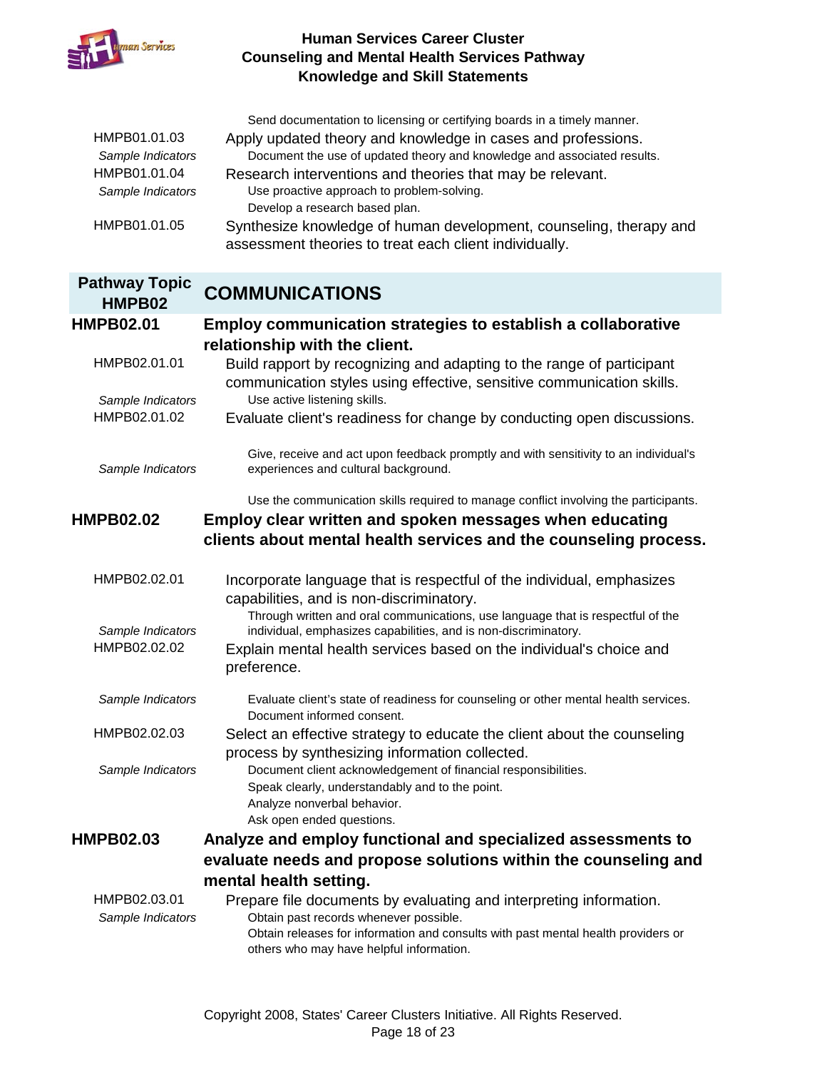Send documentation to licensing or certifying boards in a timely manner.

**HMPB01.01.03** Apply updated theory and knowledge in cases and professions.

*Sample Indicators*
- Document the use of updated theory and knowledge and associated results.

**HMPB01.01.04** Research interventions and theories that may be relevant.

*Sample Indicators*
- Use proactive approach to problem-solving.
- Develop a research based plan.

**HMPB01.01.05** Synthesize knowledge of human development, counseling, therapy and assessment theories to treat each client individually.

## Pathway Topic HMPB02 — COMMUNICATIONS

### HMPB02.01 Employ communication strategies to establish a collaborative relationship with the client.

**HMPB02.01.01** Build rapport by recognizing and adapting to the range of participant communication styles using effective, sensitive communication skills.

*Sample Indicators*
- Use active listening skills.

**HMPB02.01.02** Evaluate client's readiness for change by conducting open discussions.

*Sample Indicators*
- Give, receive and act upon feedback promptly and with sensitivity to an individual's experiences and cultural background.
- Use the communication skills required to manage conflict involving the participants.

### HMPB02.02 Employ clear written and spoken messages when educating clients about mental health services and the counseling process.

**HMPB02.02.01** Incorporate language that is respectful of the individual, emphasizes capabilities, and is non-discriminatory.

*Sample Indicators*
- Through written and oral communications, use language that is respectful of the individual, emphasizes capabilities, and is non-discriminatory.

**HMPB02.02.02** Explain mental health services based on the individual's choice and preference.

*Sample Indicators*
- Evaluate client's state of readiness for counseling or other mental health services.
- Document informed consent.

**HMPB02.02.03** Select an effective strategy to educate the client about the counseling process by synthesizing information collected.

*Sample Indicators*
- Document client acknowledgement of financial responsibilities.
- Speak clearly, understandably and to the point.
- Analyze nonverbal behavior.
- Ask open ended questions.

### HMPB02.03 Analyze and employ functional and specialized assessments to evaluate needs and propose solutions within the counseling and mental health setting.

**HMPB02.03.01** Prepare file documents by evaluating and interpreting information.

*Sample Indicators*
- Obtain past records whenever possible.
- Obtain releases for information and consults with past mental health providers or others who may have helpful information.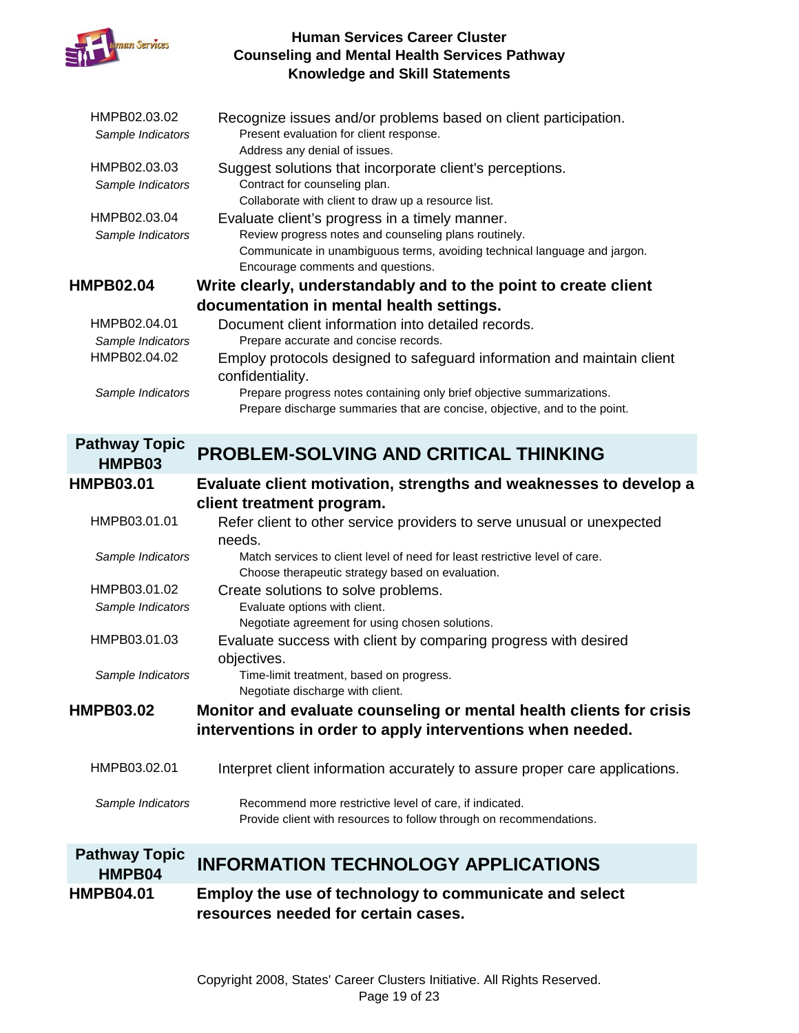HMPB02.03.02 Recognize issues and/or problems based on client participation.

*Sample Indicators*
- Present evaluation for client response.
- Address any denial of issues.

HMPB02.03.03 Suggest solutions that incorporate client's perceptions.

*Sample Indicators*
- Contract for counseling plan.
- Collaborate with client to draw up a resource list.

HMPB02.03.04 Evaluate client's progress in a timely manner.

*Sample Indicators*
- Review progress notes and counseling plans routinely.
- Communicate in unambiguous terms, avoiding technical language and jargon.
- Encourage comments and questions.

**HMPB02.04 Write clearly, understandably and to the point to create client documentation in mental health settings.**

HMPB02.04.01 Document client information into detailed records.

*Sample Indicators*
- Prepare accurate and concise records.

HMPB02.04.02 Employ protocols designed to safeguard information and maintain client confidentiality.

*Sample Indicators*
- Prepare progress notes containing only brief objective summarizations.
- Prepare discharge summaries that are concise, objective, and to the point.

## Pathway Topic HMPB03 PROBLEM-SOLVING AND CRITICAL THINKING

**HMPB03.01 Evaluate client motivation, strengths and weaknesses to develop a client treatment program.**

HMPB03.01.01 Refer client to other service providers to serve unusual or unexpected needs.

*Sample Indicators*
- Match services to client level of need for least restrictive level of care.
- Choose therapeutic strategy based on evaluation.

HMPB03.01.02 Create solutions to solve problems.

*Sample Indicators*
- Evaluate options with client.
- Negotiate agreement for using chosen solutions.

HMPB03.01.03 Evaluate success with client by comparing progress with desired objectives.

*Sample Indicators*
- Time-limit treatment, based on progress.
- Negotiate discharge with client.

**HMPB03.02 Monitor and evaluate counseling or mental health clients for crisis interventions in order to apply interventions when needed.**

HMPB03.02.01 Interpret client information accurately to assure proper care applications.

*Sample Indicators*
- Recommend more restrictive level of care, if indicated.
- Provide client with resources to follow through on recommendations.

## Pathway Topic HMPB04 INFORMATION TECHNOLOGY APPLICATIONS

**HMPB04.01 Employ the use of technology to communicate and select resources needed for certain cases.**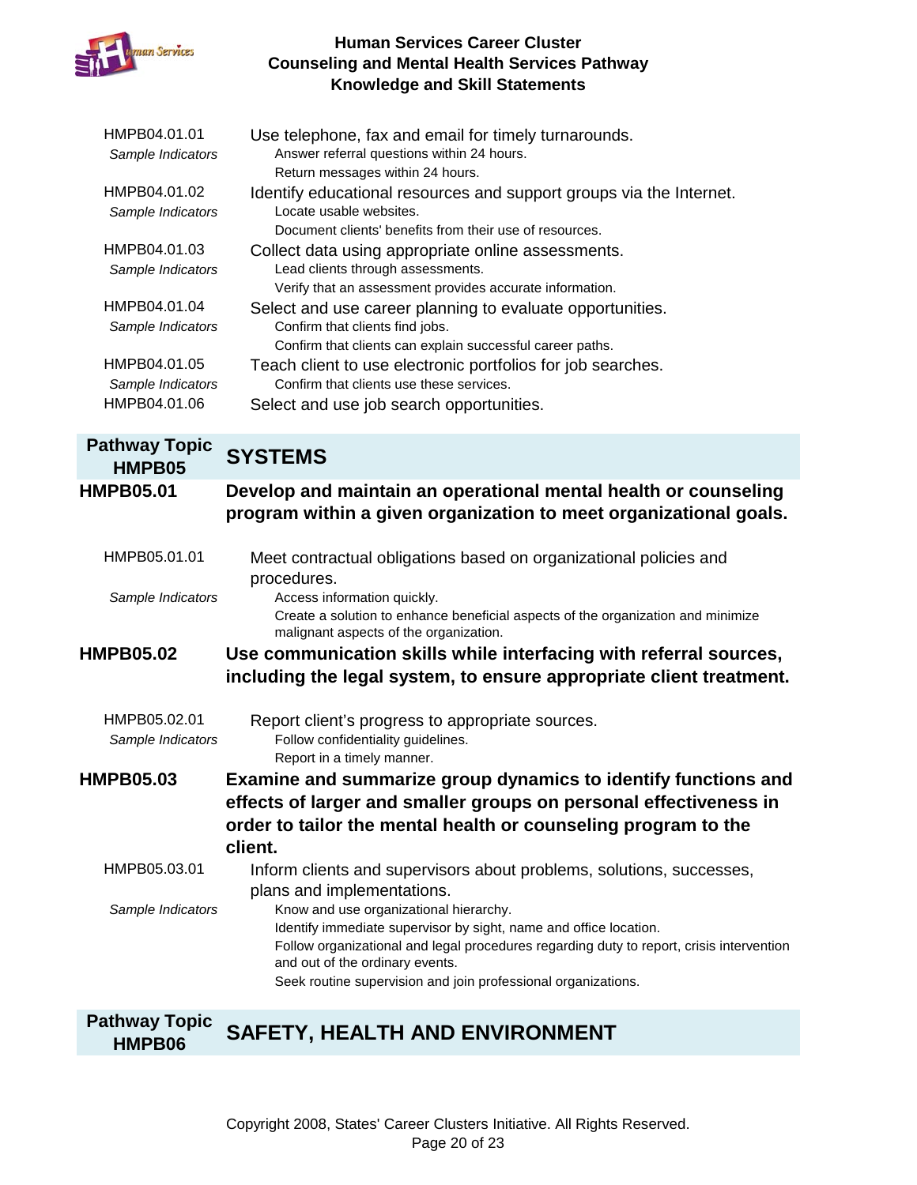HMPB04.01.01 Use telephone, fax and email for timely turnarounds.

*Sample Indicators*
- Answer referral questions within 24 hours.
- Return messages within 24 hours.

HMPB04.01.02 Identify educational resources and support groups via the Internet.

*Sample Indicators*
- Locate usable websites.
- Document clients' benefits from their use of resources.

HMPB04.01.03 Collect data using appropriate online assessments.

*Sample Indicators*
- Lead clients through assessments.
- Verify that an assessment provides accurate information.

HMPB04.01.04 Select and use career planning to evaluate opportunities.

*Sample Indicators*
- Confirm that clients find jobs.
- Confirm that clients can explain successful career paths.

HMPB04.01.05 Teach client to use electronic portfolios for job searches.

*Sample Indicators*
- Confirm that clients use these services.

HMPB04.01.06 Select and use job search opportunities.

## Pathway Topic HMPB05 SYSTEMS

### HMPB05.01 Develop and maintain an operational mental health or counseling program within a given organization to meet organizational goals.

HMPB05.01.01 Meet contractual obligations based on organizational policies and procedures.

*Sample Indicators*
- Access information quickly.
- Create a solution to enhance beneficial aspects of the organization and minimize malignant aspects of the organization.

### HMPB05.02 Use communication skills while interfacing with referral sources, including the legal system, to ensure appropriate client treatment.

HMPB05.02.01 Report client's progress to appropriate sources.

*Sample Indicators*
- Follow confidentiality guidelines.
- Report in a timely manner.

### HMPB05.03 Examine and summarize group dynamics to identify functions and effects of larger and smaller groups on personal effectiveness in order to tailor the mental health or counseling program to the client.

HMPB05.03.01 Inform clients and supervisors about problems, solutions, successes, plans and implementations.

*Sample Indicators*
- Know and use organizational hierarchy.
- Identify immediate supervisor by sight, name and office location.
- Follow organizational and legal procedures regarding duty to report, crisis intervention and out of the ordinary events.
- Seek routine supervision and join professional organizations.

## Pathway Topic HMPB06 SAFETY, HEALTH AND ENVIRONMENT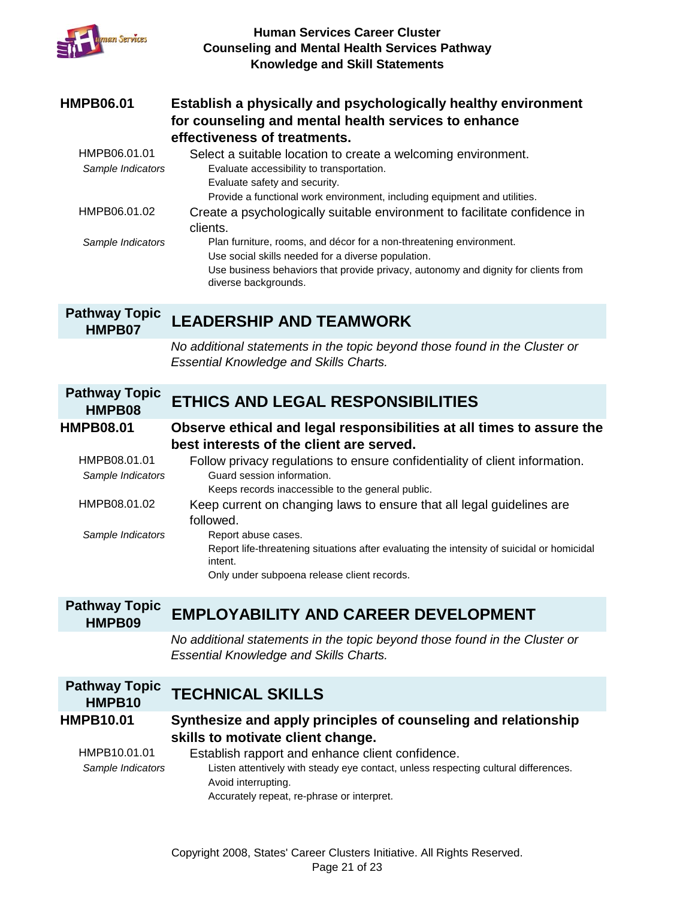**HMPB06.01** **Establish a physically and psychologically healthy environment for counseling and mental health services to enhance effectiveness of treatments.**

HMPB06.01.01 Select a suitable location to create a welcoming environment.

*Sample Indicators*
- Evaluate accessibility to transportation.
- Evaluate safety and security.
- Provide a functional work environment, including equipment and utilities.

HMPB06.01.02 Create a psychologically suitable environment to facilitate confidence in clients.

*Sample Indicators*
- Plan furniture, rooms, and décor for a non-threatening environment.
- Use social skills needed for a diverse population.
- Use business behaviors that provide privacy, autonomy and dignity for clients from diverse backgrounds.

## Pathway Topic HMPB07 LEADERSHIP AND TEAMWORK

*No additional statements in the topic beyond those found in the Cluster or Essential Knowledge and Skills Charts.*

## Pathway Topic HMPB08 ETHICS AND LEGAL RESPONSIBILITIES

**HMPB08.01** **Observe ethical and legal responsibilities at all times to assure the best interests of the client are served.**

HMPB08.01.01 Follow privacy regulations to ensure confidentiality of client information.

*Sample Indicators*
- Guard session information.
- Keeps records inaccessible to the general public.

HMPB08.01.02 Keep current on changing laws to ensure that all legal guidelines are followed.

*Sample Indicators*
- Report abuse cases.
- Report life-threatening situations after evaluating the intensity of suicidal or homicidal intent.
- Only under subpoena release client records.

## Pathway Topic HMPB09 EMPLOYABILITY AND CAREER DEVELOPMENT

*No additional statements in the topic beyond those found in the Cluster or Essential Knowledge and Skills Charts.*

## Pathway Topic HMPB10 TECHNICAL SKILLS

**HMPB10.01** **Synthesize and apply principles of counseling and relationship skills to motivate client change.**

HMPB10.01.01 Establish rapport and enhance client confidence.

*Sample Indicators*
- Listen attentively with steady eye contact, unless respecting cultural differences.
- Avoid interrupting.
- Accurately repeat, re-phrase or interpret.

Copyright 2008, States' Career Clusters Initiative. All Rights Reserved.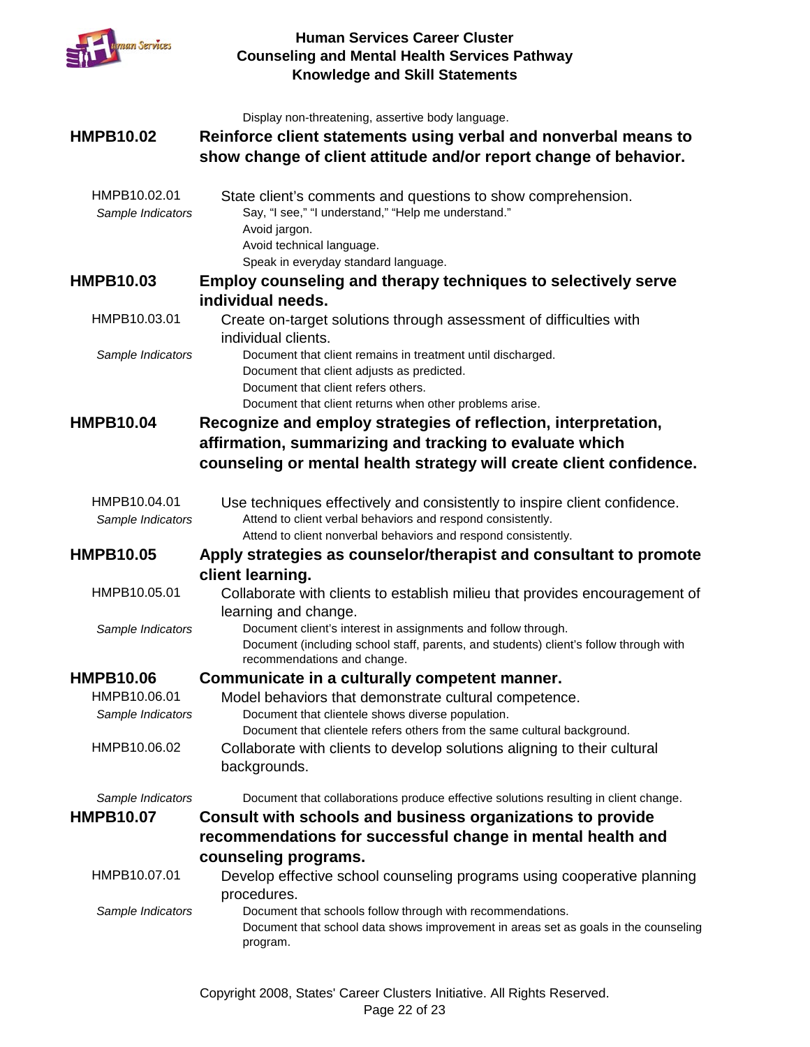Display non-threatening, assertive body language.

**HMPB10.02** **Reinforce client statements using verbal and nonverbal means to show change of client attitude and/or report change of behavior.**

HMPB10.02.01 State client's comments and questions to show comprehension.

*Sample Indicators*
- Say, "I see," "I understand," "Help me understand."
- Avoid jargon.
- Avoid technical language.
- Speak in everyday standard language.

**HMPB10.03** **Employ counseling and therapy techniques to selectively serve individual needs.**

HMPB10.03.01 Create on-target solutions through assessment of difficulties with individual clients.

*Sample Indicators*
- Document that client remains in treatment until discharged.
- Document that client adjusts as predicted.
- Document that client refers others.
- Document that client returns when other problems arise.

**HMPB10.04** **Recognize and employ strategies of reflection, interpretation, affirmation, summarizing and tracking to evaluate which counseling or mental health strategy will create client confidence.**

HMPB10.04.01 Use techniques effectively and consistently to inspire client confidence.

*Sample Indicators*
- Attend to client verbal behaviors and respond consistently.
- Attend to client nonverbal behaviors and respond consistently.

**HMPB10.05** **Apply strategies as counselor/therapist and consultant to promote client learning.**

HMPB10.05.01 Collaborate with clients to establish milieu that provides encouragement of learning and change.

*Sample Indicators*
- Document client's interest in assignments and follow through.
- Document (including school staff, parents, and students) client's follow through with recommendations and change.

**HMPB10.06** **Communicate in a culturally competent manner.**

HMPB10.06.01 Model behaviors that demonstrate cultural competence.

*Sample Indicators*
- Document that clientele shows diverse population.
- Document that clientele refers others from the same cultural background.

HMPB10.06.02 Collaborate with clients to develop solutions aligning to their cultural backgrounds.

*Sample Indicators*
- Document that collaborations produce effective solutions resulting in client change.

**HMPB10.07** **Consult with schools and business organizations to provide recommendations for successful change in mental health and counseling programs.**

HMPB10.07.01 Develop effective school counseling programs using cooperative planning procedures.

*Sample Indicators*
- Document that schools follow through with recommendations.
- Document that school data shows improvement in areas set as goals in the counseling program.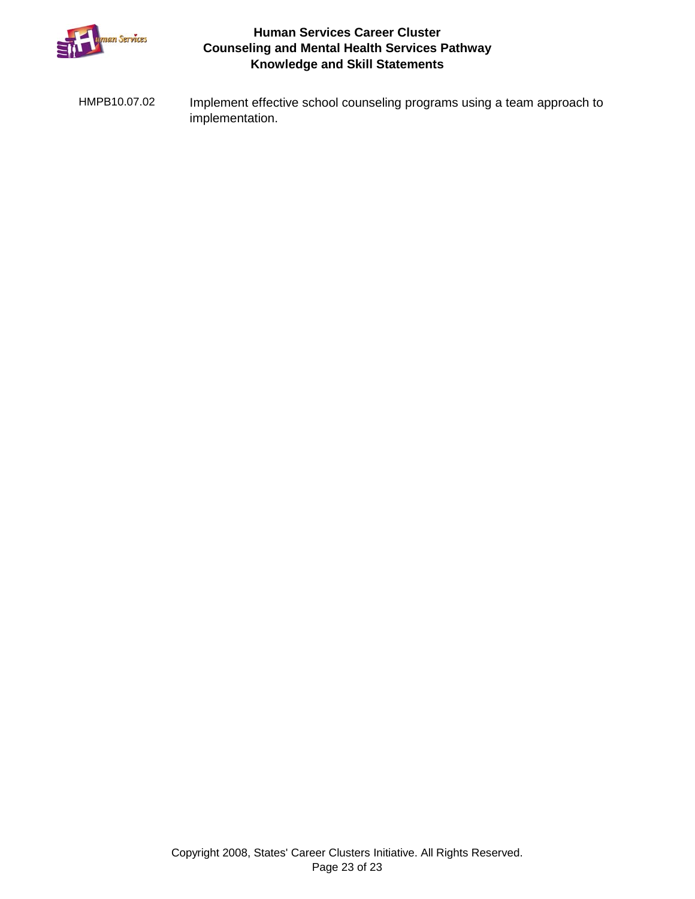HMPB10.07.02 Implement effective school counseling programs using a team approach to implementation.